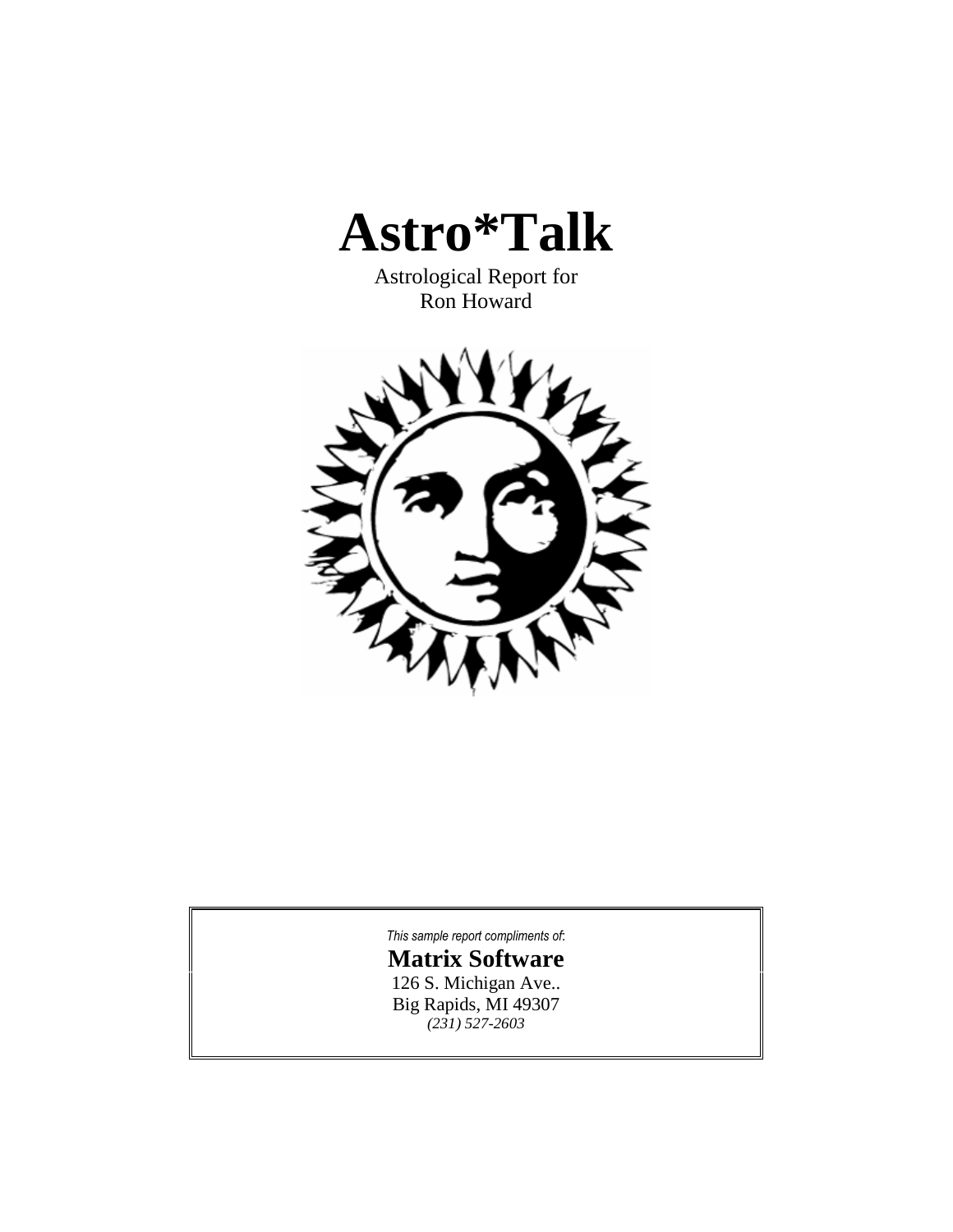# Astro*Talk

Astrological Report for
Ron Howard

*This sample report compliments of:*

**Matrix Software**

126 S. Michigan Ave..
Big Rapids, MI 49307
*(231) 527-2603*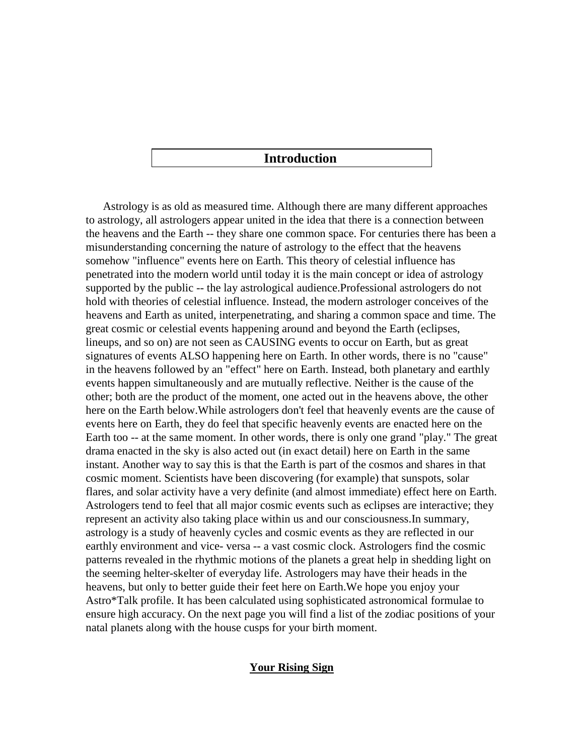## Introduction

Astrology is as old as measured time. Although there are many different approaches to astrology, all astrologers appear united in the idea that there is a connection between the heavens and the Earth -- they share one common space. For centuries there has been a misunderstanding concerning the nature of astrology to the effect that the heavens somehow "influence" events here on Earth. This theory of celestial influence has penetrated into the modern world until today it is the main concept or idea of astrology supported by the public -- the lay astrological audience.Professional astrologers do not hold with theories of celestial influence. Instead, the modern astrologer conceives of the heavens and Earth as united, interpenetrating, and sharing a common space and time. The great cosmic or celestial events happening around and beyond the Earth (eclipses, lineups, and so on) are not seen as CAUSING events to occur on Earth, but as great signatures of events ALSO happening here on Earth. In other words, there is no "cause" in the heavens followed by an "effect" here on Earth. Instead, both planetary and earthly events happen simultaneously and are mutually reflective. Neither is the cause of the other; both are the product of the moment, one acted out in the heavens above, the other here on the Earth below.While astrologers don't feel that heavenly events are the cause of events here on Earth, they do feel that specific heavenly events are enacted here on the Earth too -- at the same moment. In other words, there is only one grand "play." The great drama enacted in the sky is also acted out (in exact detail) here on Earth in the same instant. Another way to say this is that the Earth is part of the cosmos and shares in that cosmic moment. Scientists have been discovering (for example) that sunspots, solar flares, and solar activity have a very definite (and almost immediate) effect here on Earth. Astrologers tend to feel that all major cosmic events such as eclipses are interactive; they represent an activity also taking place within us and our consciousness.In summary, astrology is a study of heavenly cycles and cosmic events as they are reflected in our earthly environment and vice- versa -- a vast cosmic clock. Astrologers find the cosmic patterns revealed in the rhythmic motions of the planets a great help in shedding light on the seeming helter-skelter of everyday life. Astrologers may have their heads in the heavens, but only to better guide their feet here on Earth.We hope you enjoy your Astro*Talk profile. It has been calculated using sophisticated astronomical formulae to ensure high accuracy. On the next page you will find a list of the zodiac positions of your natal planets along with the house cusps for your birth moment.

### Your Rising Sign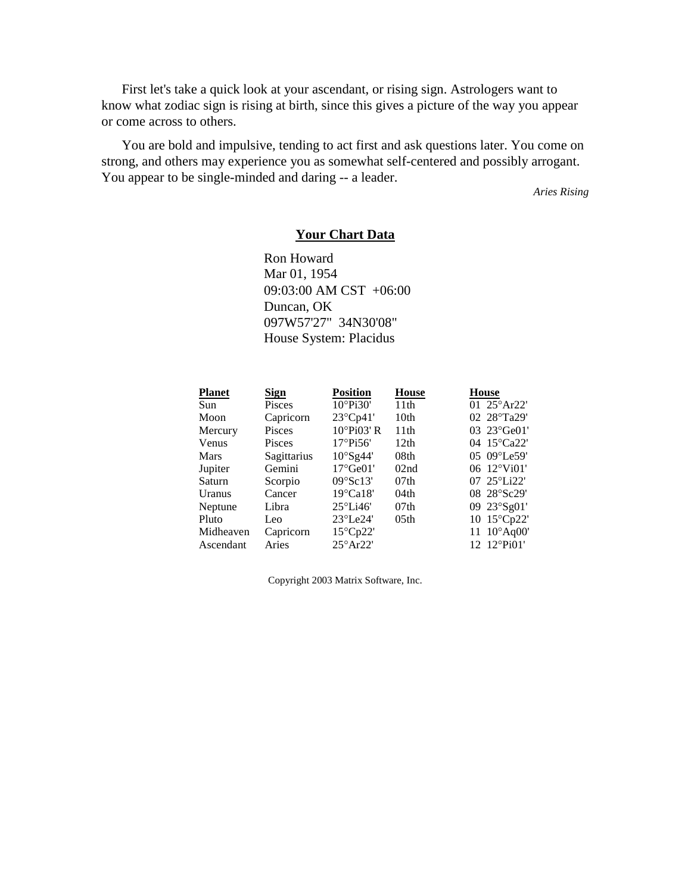First let's take a quick look at your ascendant, or rising sign. Astrologers want to know what zodiac sign is rising at birth, since this gives a picture of the way you appear or come across to others.

You are bold and impulsive, tending to act first and ask questions later. You come on strong, and others may experience you as somewhat self-centered and possibly arrogant. You appear to be single-minded and daring -- a leader.

*Aries Rising*

## Your Chart Data

Ron Howard
Mar 01, 1954
09:03:00 AM CST +06:00
Duncan, OK
097W57'27" 34N30'08"
House System: Placidus

| Planet | Sign | Position | House | House |
|---|---|---|---|---|
| Sun | Pisces | 10°Pi30' | 11th | 01 25°Ar22' |
| Moon | Capricorn | 23°Cp41' | 10th | 02 28°Ta29' |
| Mercury | Pisces | 10°Pi03' R | 11th | 03 23°Ge01' |
| Venus | Pisces | 17°Pi56' | 12th | 04 15°Ca22' |
| Mars | Sagittarius | 10°Sg44' | 08th | 05 09°Le59' |
| Jupiter | Gemini | 17°Ge01' | 02nd | 06 12°Vi01' |
| Saturn | Scorpio | 09°Sc13' | 07th | 07 25°Li22' |
| Uranus | Cancer | 19°Ca18' | 04th | 08 28°Sc29' |
| Neptune | Libra | 25°Li46' | 07th | 09 23°Sg01' |
| Pluto | Leo | 23°Le24' | 05th | 10 15°Cp22' |
| Midheaven | Capricorn | 15°Cp22' | | 11 10°Aq00' |
| Ascendant | Aries | 25°Ar22' | | 12 12°Pi01' |

Copyright 2003 Matrix Software, Inc.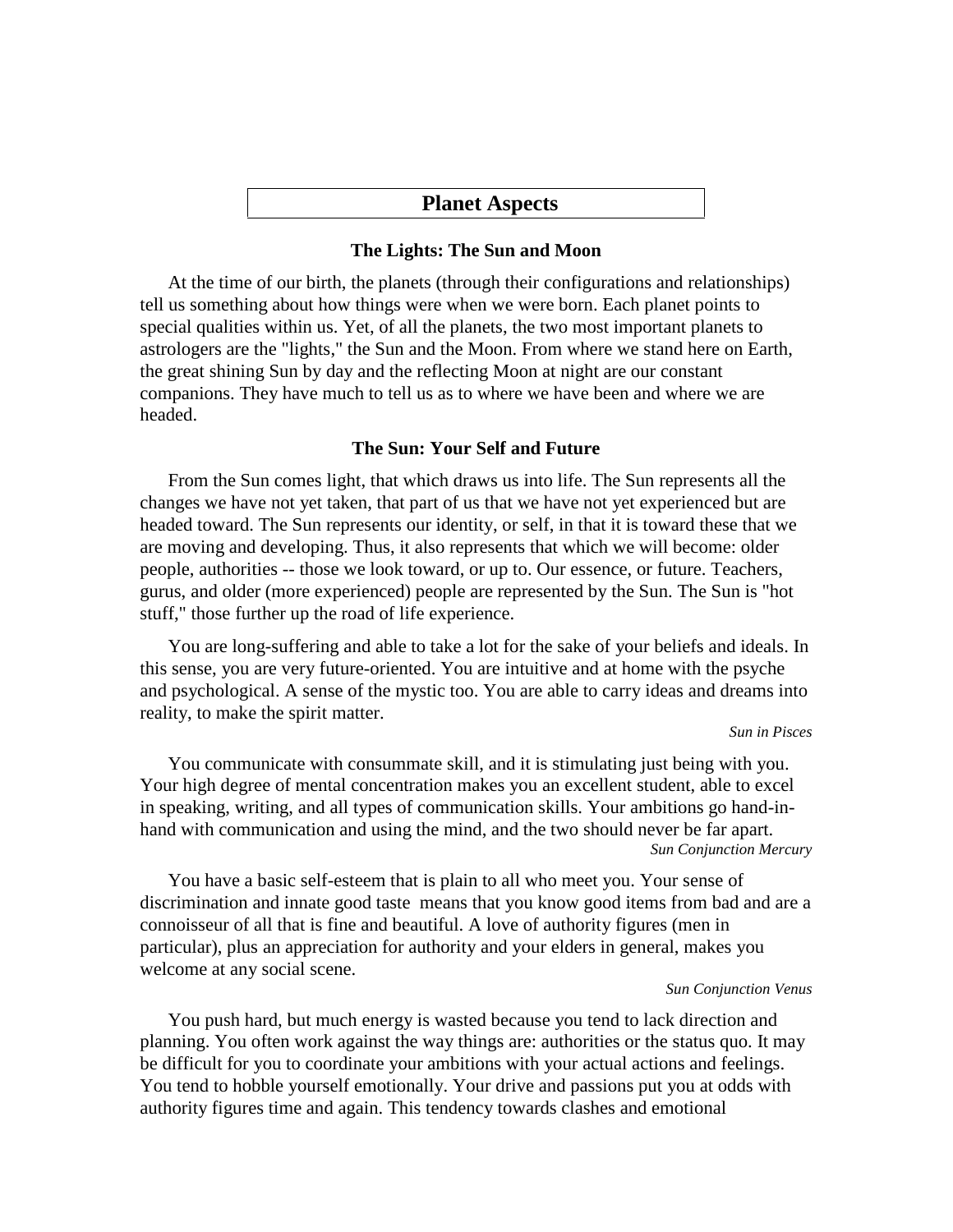# Planet Aspects

### The Lights: The Sun and Moon

At the time of our birth, the planets (through their configurations and relationships) tell us something about how things were when we were born. Each planet points to special qualities within us. Yet, of all the planets, the two most important planets to astrologers are the "lights," the Sun and the Moon. From where we stand here on Earth, the great shining Sun by day and the reflecting Moon at night are our constant companions. They have much to tell us as to where we have been and where we are headed.

### The Sun: Your Self and Future

From the Sun comes light, that which draws us into life. The Sun represents all the changes we have not yet taken, that part of us that we have not yet experienced but are headed toward. The Sun represents our identity, or self, in that it is toward these that we are moving and developing. Thus, it also represents that which we will become: older people, authorities -- those we look toward, or up to. Our essence, or future. Teachers, gurus, and older (more experienced) people are represented by the Sun. The Sun is "hot stuff," those further up the road of life experience.

You are long-suffering and able to take a lot for the sake of your beliefs and ideals. In this sense, you are very future-oriented. You are intuitive and at home with the psyche and psychological. A sense of the mystic too. You are able to carry ideas and dreams into reality, to make the spirit matter.

*Sun in Pisces*

You communicate with consummate skill, and it is stimulating just being with you. Your high degree of mental concentration makes you an excellent student, able to excel in speaking, writing, and all types of communication skills. Your ambitions go hand-in-hand with communication and using the mind, and the two should never be far apart.

*Sun Conjunction Mercury*

You have a basic self-esteem that is plain to all who meet you. Your sense of discrimination and innate good taste means that you know good items from bad and are a connoisseur of all that is fine and beautiful. A love of authority figures (men in particular), plus an appreciation for authority and your elders in general, makes you welcome at any social scene.

*Sun Conjunction Venus*

You push hard, but much energy is wasted because you tend to lack direction and planning. You often work against the way things are: authorities or the status quo. It may be difficult for you to coordinate your ambitions with your actual actions and feelings. You tend to hobble yourself emotionally. Your drive and passions put you at odds with authority figures time and again. This tendency towards clashes and emotional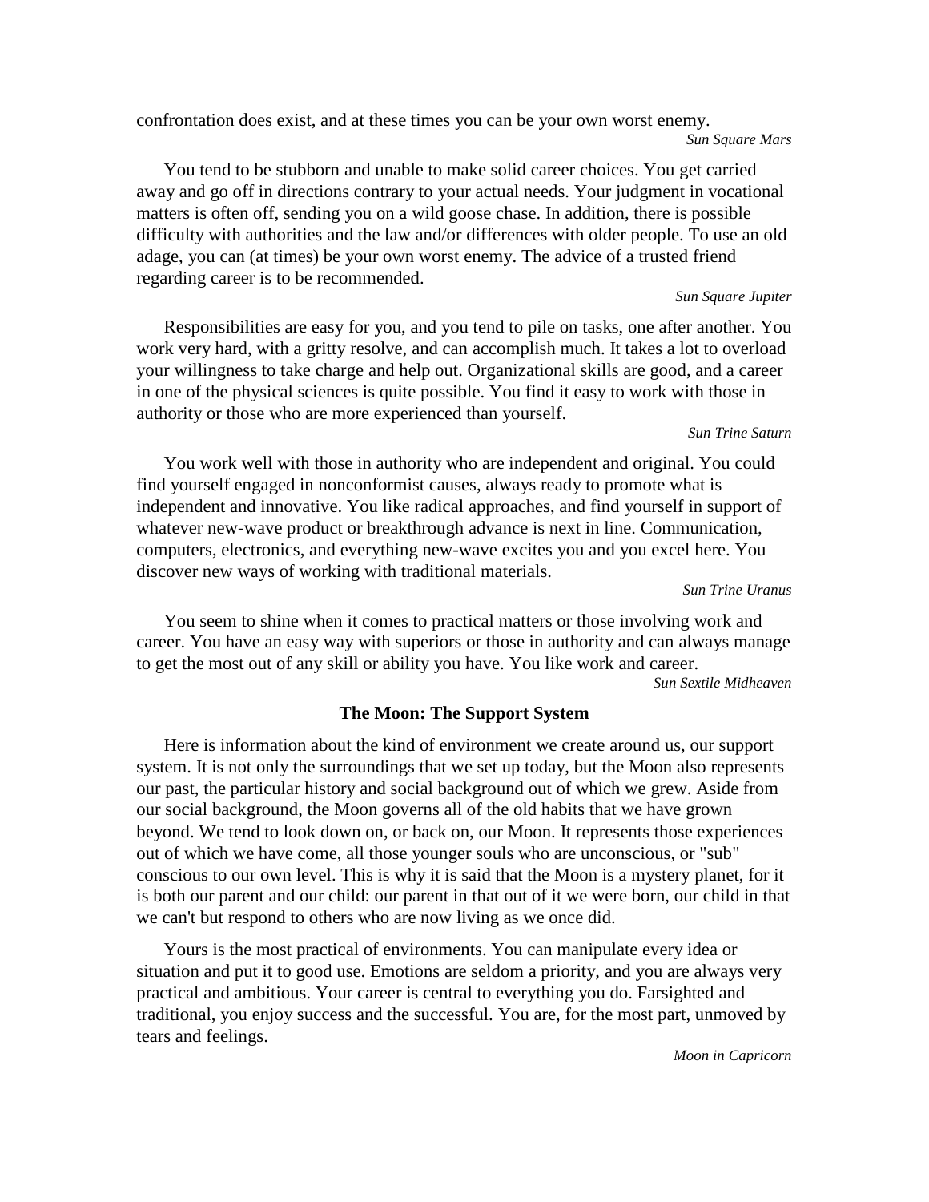confrontation does exist, and at these times you can be your own worst enemy.

*Sun Square Mars*

You tend to be stubborn and unable to make solid career choices. You get carried away and go off in directions contrary to your actual needs. Your judgment in vocational matters is often off, sending you on a wild goose chase. In addition, there is possible difficulty with authorities and the law and/or differences with older people. To use an old adage, you can (at times) be your own worst enemy. The advice of a trusted friend regarding career is to be recommended.

*Sun Square Jupiter*

Responsibilities are easy for you, and you tend to pile on tasks, one after another. You work very hard, with a gritty resolve, and can accomplish much. It takes a lot to overload your willingness to take charge and help out. Organizational skills are good, and a career in one of the physical sciences is quite possible. You find it easy to work with those in authority or those who are more experienced than yourself.

*Sun Trine Saturn*

You work well with those in authority who are independent and original. You could find yourself engaged in nonconformist causes, always ready to promote what is independent and innovative. You like radical approaches, and find yourself in support of whatever new-wave product or breakthrough advance is next in line. Communication, computers, electronics, and everything new-wave excites you and you excel here. You discover new ways of working with traditional materials.

*Sun Trine Uranus*

You seem to shine when it comes to practical matters or those involving work and career. You have an easy way with superiors or those in authority and can always manage to get the most out of any skill or ability you have. You like work and career.

*Sun Sextile Midheaven*

## The Moon: The Support System

Here is information about the kind of environment we create around us, our support system. It is not only the surroundings that we set up today, but the Moon also represents our past, the particular history and social background out of which we grew. Aside from our social background, the Moon governs all of the old habits that we have grown beyond. We tend to look down on, or back on, our Moon. It represents those experiences out of which we have come, all those younger souls who are unconscious, or "sub" conscious to our own level. This is why it is said that the Moon is a mystery planet, for it is both our parent and our child: our parent in that out of it we were born, our child in that we can't but respond to others who are now living as we once did.

Yours is the most practical of environments. You can manipulate every idea or situation and put it to good use. Emotions are seldom a priority, and you are always very practical and ambitious. Your career is central to everything you do. Farsighted and traditional, you enjoy success and the successful. You are, for the most part, unmoved by tears and feelings.

*Moon in Capricorn*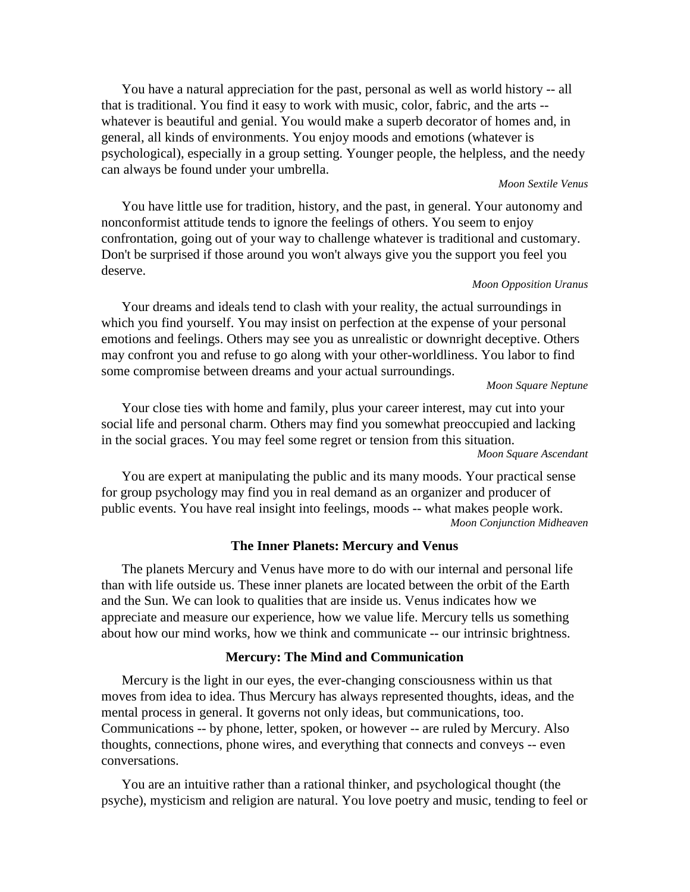You have a natural appreciation for the past, personal as well as world history -- all that is traditional. You find it easy to work with music, color, fabric, and the arts -- whatever is beautiful and genial. You would make a superb decorator of homes and, in general, all kinds of environments. You enjoy moods and emotions (whatever is psychological), especially in a group setting. Younger people, the helpless, and the needy can always be found under your umbrella.

*Moon Sextile Venus*

You have little use for tradition, history, and the past, in general. Your autonomy and nonconformist attitude tends to ignore the feelings of others. You seem to enjoy confrontation, going out of your way to challenge whatever is traditional and customary. Don't be surprised if those around you won't always give you the support you feel you deserve.

*Moon Opposition Uranus*

Your dreams and ideals tend to clash with your reality, the actual surroundings in which you find yourself. You may insist on perfection at the expense of your personal emotions and feelings. Others may see you as unrealistic or downright deceptive. Others may confront you and refuse to go along with your other-worldliness. You labor to find some compromise between dreams and your actual surroundings.

*Moon Square Neptune*

Your close ties with home and family, plus your career interest, may cut into your social life and personal charm. Others may find you somewhat preoccupied and lacking in the social graces. You may feel some regret or tension from this situation.

*Moon Square Ascendant*

You are expert at manipulating the public and its many moods. Your practical sense for group psychology may find you in real demand as an organizer and producer of public events. You have real insight into feelings, moods -- what makes people work.

*Moon Conjunction Midheaven*

## The Inner Planets: Mercury and Venus

The planets Mercury and Venus have more to do with our internal and personal life than with life outside us. These inner planets are located between the orbit of the Earth and the Sun. We can look to qualities that are inside us. Venus indicates how we appreciate and measure our experience, how we value life. Mercury tells us something about how our mind works, how we think and communicate -- our intrinsic brightness.

## Mercury: The Mind and Communication

Mercury is the light in our eyes, the ever-changing consciousness within us that moves from idea to idea. Thus Mercury has always represented thoughts, ideas, and the mental process in general. It governs not only ideas, but communications, too. Communications -- by phone, letter, spoken, or however -- are ruled by Mercury. Also thoughts, connections, phone wires, and everything that connects and conveys -- even conversations.

You are an intuitive rather than a rational thinker, and psychological thought (the psyche), mysticism and religion are natural. You love poetry and music, tending to feel or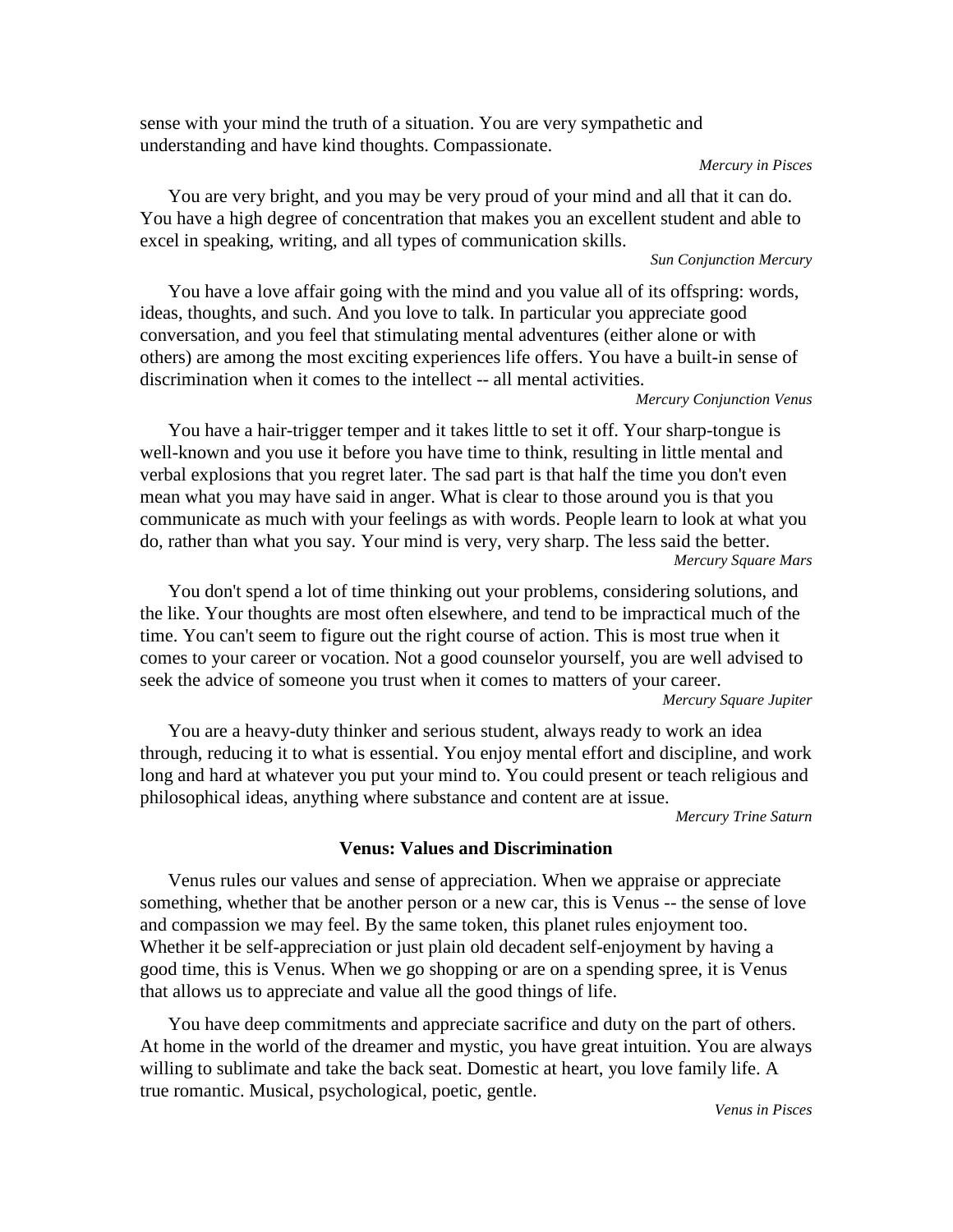sense with your mind the truth of a situation. You are very sympathetic and understanding and have kind thoughts. Compassionate.

*Mercury in Pisces*

You are very bright, and you may be very proud of your mind and all that it can do. You have a high degree of concentration that makes you an excellent student and able to excel in speaking, writing, and all types of communication skills.

*Sun Conjunction Mercury*

You have a love affair going with the mind and you value all of its offspring: words, ideas, thoughts, and such. And you love to talk. In particular you appreciate good conversation, and you feel that stimulating mental adventures (either alone or with others) are among the most exciting experiences life offers. You have a built-in sense of discrimination when it comes to the intellect -- all mental activities.

*Mercury Conjunction Venus*

You have a hair-trigger temper and it takes little to set it off. Your sharp-tongue is well-known and you use it before you have time to think, resulting in little mental and verbal explosions that you regret later. The sad part is that half the time you don't even mean what you may have said in anger. What is clear to those around you is that you communicate as much with your feelings as with words. People learn to look at what you do, rather than what you say. Your mind is very, very sharp. The less said the better.

*Mercury Square Mars*

You don't spend a lot of time thinking out your problems, considering solutions, and the like. Your thoughts are most often elsewhere, and tend to be impractical much of the time. You can't seem to figure out the right course of action. This is most true when it comes to your career or vocation. Not a good counselor yourself, you are well advised to seek the advice of someone you trust when it comes to matters of your career.

*Mercury Square Jupiter*

You are a heavy-duty thinker and serious student, always ready to work an idea through, reducing it to what is essential. You enjoy mental effort and discipline, and work long and hard at whatever you put your mind to. You could present or teach religious and philosophical ideas, anything where substance and content are at issue.

*Mercury Trine Saturn*

## Venus: Values and Discrimination

Venus rules our values and sense of appreciation. When we appraise or appreciate something, whether that be another person or a new car, this is Venus -- the sense of love and compassion we may feel. By the same token, this planet rules enjoyment too. Whether it be self-appreciation or just plain old decadent self-enjoyment by having a good time, this is Venus. When we go shopping or are on a spending spree, it is Venus that allows us to appreciate and value all the good things of life.

You have deep commitments and appreciate sacrifice and duty on the part of others. At home in the world of the dreamer and mystic, you have great intuition. You are always willing to sublimate and take the back seat. Domestic at heart, you love family life. A true romantic. Musical, psychological, poetic, gentle.

*Venus in Pisces*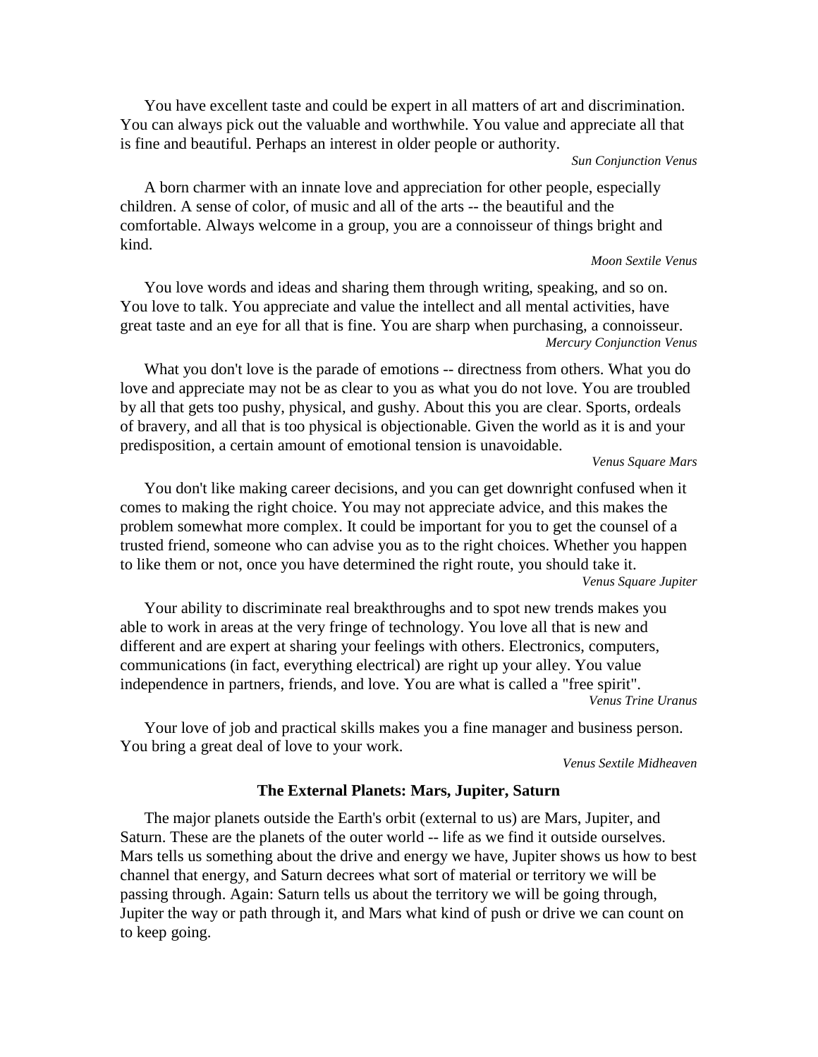You have excellent taste and could be expert in all matters of art and discrimination. You can always pick out the valuable and worthwhile. You value and appreciate all that is fine and beautiful. Perhaps an interest in older people or authority.

*Sun Conjunction Venus*

A born charmer with an innate love and appreciation for other people, especially children. A sense of color, of music and all of the arts -- the beautiful and the comfortable. Always welcome in a group, you are a connoisseur of things bright and kind.

*Moon Sextile Venus*

You love words and ideas and sharing them through writing, speaking, and so on. You love to talk. You appreciate and value the intellect and all mental activities, have great taste and an eye for all that is fine. You are sharp when purchasing, a connoisseur.

*Mercury Conjunction Venus*

What you don't love is the parade of emotions -- directness from others. What you do love and appreciate may not be as clear to you as what you do not love. You are troubled by all that gets too pushy, physical, and gushy. About this you are clear. Sports, ordeals of bravery, and all that is too physical is objectionable. Given the world as it is and your predisposition, a certain amount of emotional tension is unavoidable.

*Venus Square Mars*

You don't like making career decisions, and you can get downright confused when it comes to making the right choice. You may not appreciate advice, and this makes the problem somewhat more complex. It could be important for you to get the counsel of a trusted friend, someone who can advise you as to the right choices. Whether you happen to like them or not, once you have determined the right route, you should take it.

*Venus Square Jupiter*

Your ability to discriminate real breakthroughs and to spot new trends makes you able to work in areas at the very fringe of technology. You love all that is new and different and are expert at sharing your feelings with others. Electronics, computers, communications (in fact, everything electrical) are right up your alley. You value independence in partners, friends, and love. You are what is called a "free spirit".

*Venus Trine Uranus*

Your love of job and practical skills makes you a fine manager and business person. You bring a great deal of love to your work.

*Venus Sextile Midheaven*

### The External Planets: Mars, Jupiter, Saturn

The major planets outside the Earth's orbit (external to us) are Mars, Jupiter, and Saturn. These are the planets of the outer world -- life as we find it outside ourselves. Mars tells us something about the drive and energy we have, Jupiter shows us how to best channel that energy, and Saturn decrees what sort of material or territory we will be passing through. Again: Saturn tells us about the territory we will be going through, Jupiter the way or path through it, and Mars what kind of push or drive we can count on to keep going.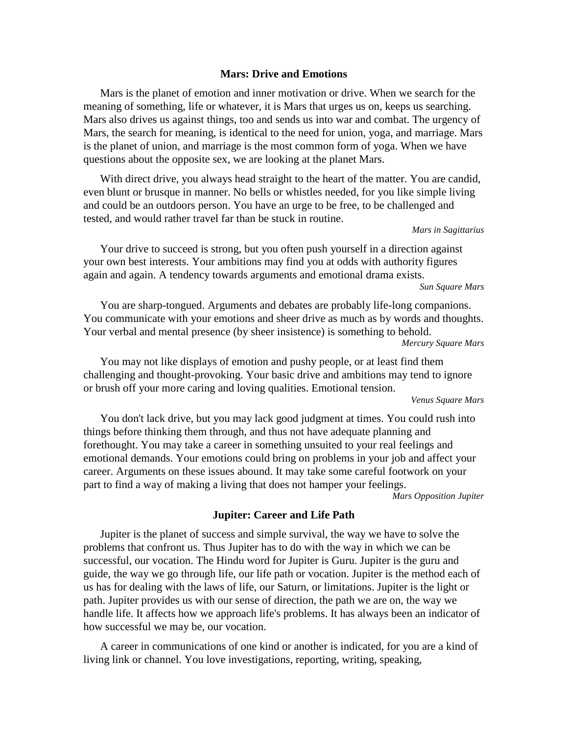## Mars: Drive and Emotions

Mars is the planet of emotion and inner motivation or drive. When we search for the meaning of something, life or whatever, it is Mars that urges us on, keeps us searching. Mars also drives us against things, too and sends us into war and combat. The urgency of Mars, the search for meaning, is identical to the need for union, yoga, and marriage. Mars is the planet of union, and marriage is the most common form of yoga. When we have questions about the opposite sex, we are looking at the planet Mars.

With direct drive, you always head straight to the heart of the matter. You are candid, even blunt or brusque in manner. No bells or whistles needed, for you like simple living and could be an outdoors person. You have an urge to be free, to be challenged and tested, and would rather travel far than be stuck in routine.

*Mars in Sagittarius*

Your drive to succeed is strong, but you often push yourself in a direction against your own best interests. Your ambitions may find you at odds with authority figures again and again. A tendency towards arguments and emotional drama exists.

*Sun Square Mars*

You are sharp-tongued. Arguments and debates are probably life-long companions. You communicate with your emotions and sheer drive as much as by words and thoughts. Your verbal and mental presence (by sheer insistence) is something to behold.

*Mercury Square Mars*

You may not like displays of emotion and pushy people, or at least find them challenging and thought-provoking. Your basic drive and ambitions may tend to ignore or brush off your more caring and loving qualities. Emotional tension.

*Venus Square Mars*

You don't lack drive, but you may lack good judgment at times. You could rush into things before thinking them through, and thus not have adequate planning and forethought. You may take a career in something unsuited to your real feelings and emotional demands. Your emotions could bring on problems in your job and affect your career. Arguments on these issues abound. It may take some careful footwork on your part to find a way of making a living that does not hamper your feelings.

*Mars Opposition Jupiter*

## Jupiter: Career and Life Path

Jupiter is the planet of success and simple survival, the way we have to solve the problems that confront us. Thus Jupiter has to do with the way in which we can be successful, our vocation. The Hindu word for Jupiter is Guru. Jupiter is the guru and guide, the way we go through life, our life path or vocation. Jupiter is the method each of us has for dealing with the laws of life, our Saturn, or limitations. Jupiter is the light or path. Jupiter provides us with our sense of direction, the path we are on, the way we handle life. It affects how we approach life's problems. It has always been an indicator of how successful we may be, our vocation.

A career in communications of one kind or another is indicated, for you are a kind of living link or channel. You love investigations, reporting, writing, speaking,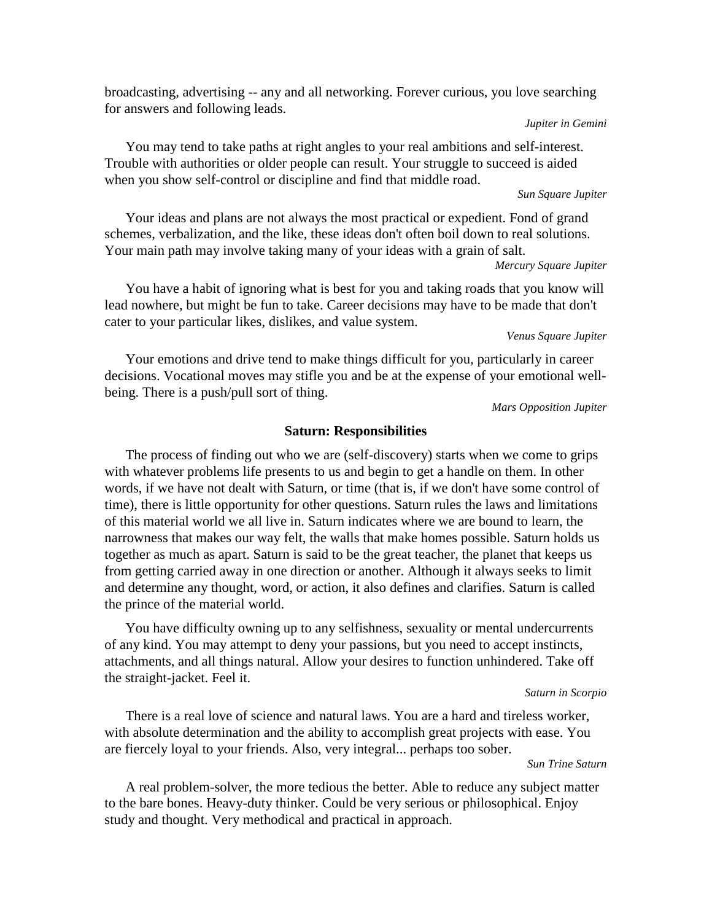broadcasting, advertising -- any and all networking. Forever curious, you love searching for answers and following leads.

*Jupiter in Gemini*

You may tend to take paths at right angles to your real ambitions and self-interest. Trouble with authorities or older people can result. Your struggle to succeed is aided when you show self-control or discipline and find that middle road.

*Sun Square Jupiter*

Your ideas and plans are not always the most practical or expedient. Fond of grand schemes, verbalization, and the like, these ideas don't often boil down to real solutions. Your main path may involve taking many of your ideas with a grain of salt.

*Mercury Square Jupiter*

You have a habit of ignoring what is best for you and taking roads that you know will lead nowhere, but might be fun to take. Career decisions may have to be made that don't cater to your particular likes, dislikes, and value system.

*Venus Square Jupiter*

Your emotions and drive tend to make things difficult for you, particularly in career decisions. Vocational moves may stifle you and be at the expense of your emotional well-being. There is a push/pull sort of thing.

*Mars Opposition Jupiter*

### Saturn: Responsibilities

The process of finding out who we are (self-discovery) starts when we come to grips with whatever problems life presents to us and begin to get a handle on them. In other words, if we have not dealt with Saturn, or time (that is, if we don't have some control of time), there is little opportunity for other questions. Saturn rules the laws and limitations of this material world we all live in. Saturn indicates where we are bound to learn, the narrowness that makes our way felt, the walls that make homes possible. Saturn holds us together as much as apart. Saturn is said to be the great teacher, the planet that keeps us from getting carried away in one direction or another. Although it always seeks to limit and determine any thought, word, or action, it also defines and clarifies. Saturn is called the prince of the material world.

You have difficulty owning up to any selfishness, sexuality or mental undercurrents of any kind. You may attempt to deny your passions, but you need to accept instincts, attachments, and all things natural. Allow your desires to function unhindered. Take off the straight-jacket. Feel it.

*Saturn in Scorpio*

There is a real love of science and natural laws. You are a hard and tireless worker, with absolute determination and the ability to accomplish great projects with ease. You are fiercely loyal to your friends. Also, very integral... perhaps too sober.

*Sun Trine Saturn*

A real problem-solver, the more tedious the better. Able to reduce any subject matter to the bare bones. Heavy-duty thinker. Could be very serious or philosophical. Enjoy study and thought. Very methodical and practical in approach.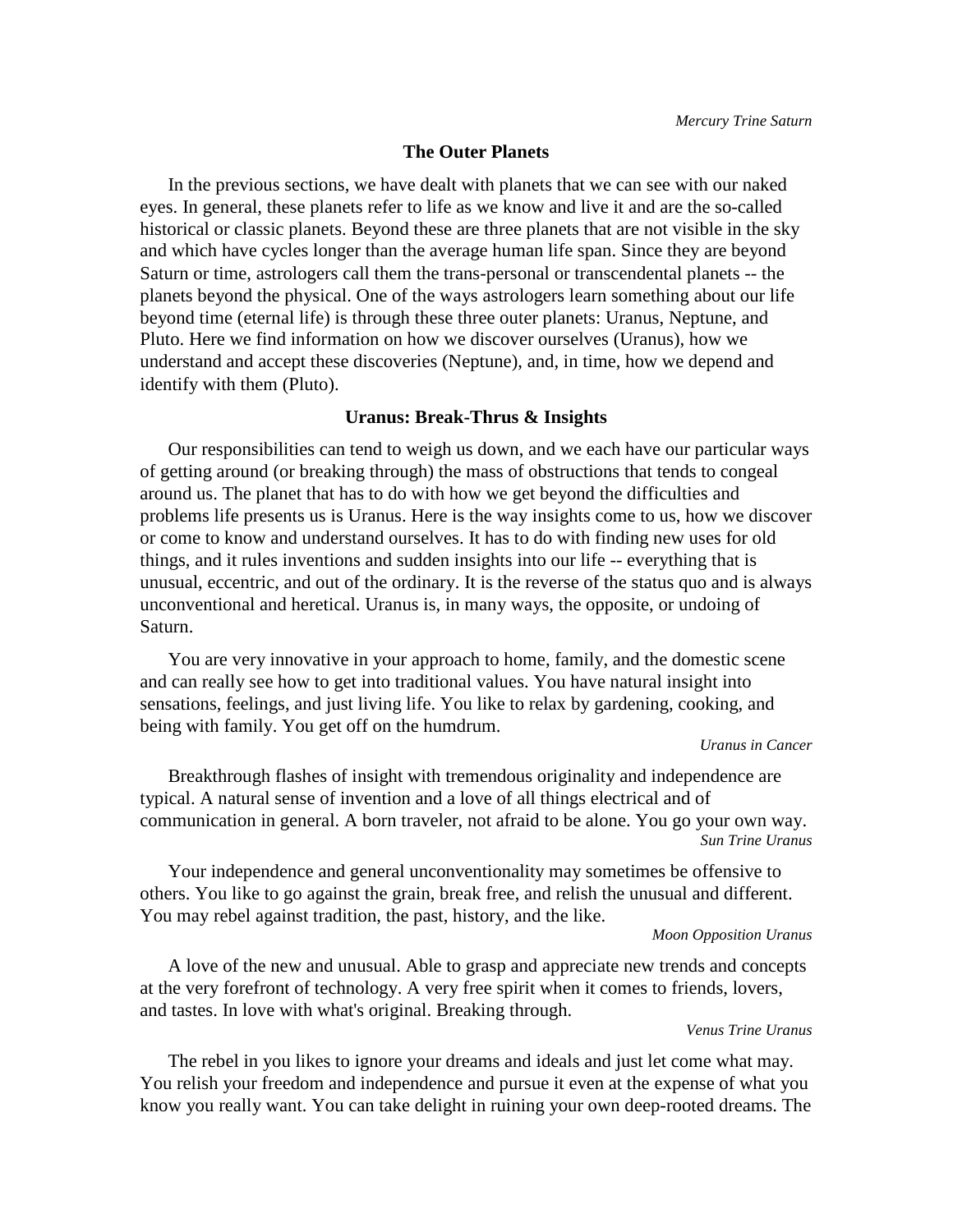*Mercury Trine Saturn*

## The Outer Planets

In the previous sections, we have dealt with planets that we can see with our naked eyes. In general, these planets refer to life as we know and live it and are the so-called historical or classic planets. Beyond these are three planets that are not visible in the sky and which have cycles longer than the average human life span. Since they are beyond Saturn or time, astrologers call them the trans-personal or transcendental planets -- the planets beyond the physical. One of the ways astrologers learn something about our life beyond time (eternal life) is through these three outer planets: Uranus, Neptune, and Pluto. Here we find information on how we discover ourselves (Uranus), how we understand and accept these discoveries (Neptune), and, in time, how we depend and identify with them (Pluto).

## Uranus: Break-Thrus & Insights

Our responsibilities can tend to weigh us down, and we each have our particular ways of getting around (or breaking through) the mass of obstructions that tends to congeal around us. The planet that has to do with how we get beyond the difficulties and problems life presents us is Uranus. Here is the way insights come to us, how we discover or come to know and understand ourselves. It has to do with finding new uses for old things, and it rules inventions and sudden insights into our life -- everything that is unusual, eccentric, and out of the ordinary. It is the reverse of the status quo and is always unconventional and heretical. Uranus is, in many ways, the opposite, or undoing of Saturn.

You are very innovative in your approach to home, family, and the domestic scene and can really see how to get into traditional values. You have natural insight into sensations, feelings, and just living life. You like to relax by gardening, cooking, and being with family. You get off on the humdrum.

*Uranus in Cancer*

Breakthrough flashes of insight with tremendous originality and independence are typical. A natural sense of invention and a love of all things electrical and of communication in general. A born traveler, not afraid to be alone. You go your own way.

*Sun Trine Uranus*

Your independence and general unconventionality may sometimes be offensive to others. You like to go against the grain, break free, and relish the unusual and different. You may rebel against tradition, the past, history, and the like.

*Moon Opposition Uranus*

A love of the new and unusual. Able to grasp and appreciate new trends and concepts at the very forefront of technology. A very free spirit when it comes to friends, lovers, and tastes. In love with what's original. Breaking through.

*Venus Trine Uranus*

The rebel in you likes to ignore your dreams and ideals and just let come what may. You relish your freedom and independence and pursue it even at the expense of what you know you really want. You can take delight in ruining your own deep-rooted dreams. The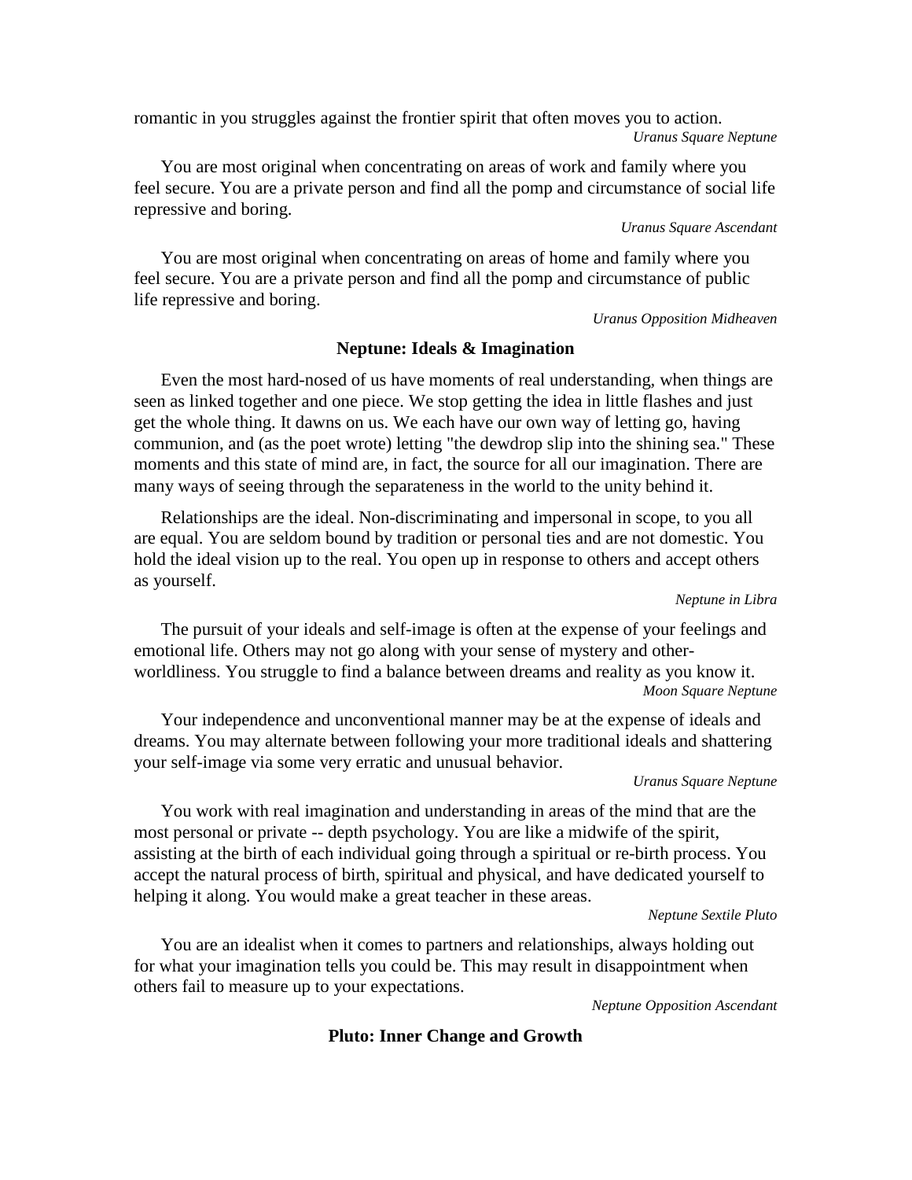romantic in you struggles against the frontier spirit that often moves you to action.

*Uranus Square Neptune*

You are most original when concentrating on areas of work and family where you feel secure. You are a private person and find all the pomp and circumstance of social life repressive and boring.

*Uranus Square Ascendant*

You are most original when concentrating on areas of home and family where you feel secure. You are a private person and find all the pomp and circumstance of public life repressive and boring.

*Uranus Opposition Midheaven*

## Neptune: Ideals & Imagination

Even the most hard-nosed of us have moments of real understanding, when things are seen as linked together and one piece. We stop getting the idea in little flashes and just get the whole thing. It dawns on us. We each have our own way of letting go, having communion, and (as the poet wrote) letting "the dewdrop slip into the shining sea." These moments and this state of mind are, in fact, the source for all our imagination. There are many ways of seeing through the separateness in the world to the unity behind it.

Relationships are the ideal. Non-discriminating and impersonal in scope, to you all are equal. You are seldom bound by tradition or personal ties and are not domestic. You hold the ideal vision up to the real. You open up in response to others and accept others as yourself.

*Neptune in Libra*

The pursuit of your ideals and self-image is often at the expense of your feelings and emotional life. Others may not go along with your sense of mystery and other-worldliness. You struggle to find a balance between dreams and reality as you know it.

*Moon Square Neptune*

Your independence and unconventional manner may be at the expense of ideals and dreams. You may alternate between following your more traditional ideals and shattering your self-image via some very erratic and unusual behavior.

*Uranus Square Neptune*

You work with real imagination and understanding in areas of the mind that are the most personal or private -- depth psychology. You are like a midwife of the spirit, assisting at the birth of each individual going through a spiritual or re-birth process. You accept the natural process of birth, spiritual and physical, and have dedicated yourself to helping it along. You would make a great teacher in these areas.

*Neptune Sextile Pluto*

You are an idealist when it comes to partners and relationships, always holding out for what your imagination tells you could be. This may result in disappointment when others fail to measure up to your expectations.

*Neptune Opposition Ascendant*

## Pluto: Inner Change and Growth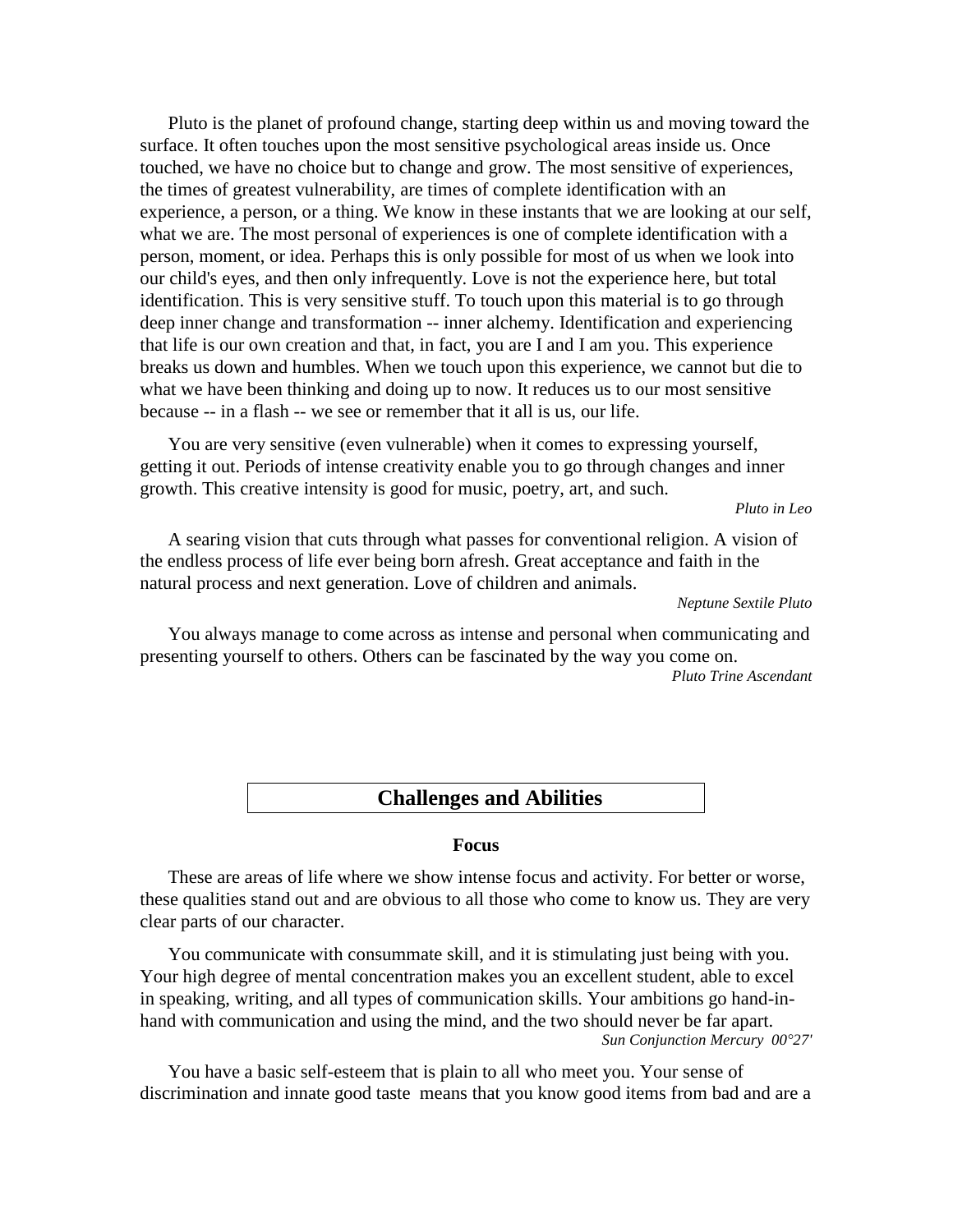Pluto is the planet of profound change, starting deep within us and moving toward the surface. It often touches upon the most sensitive psychological areas inside us. Once touched, we have no choice but to change and grow. The most sensitive of experiences, the times of greatest vulnerability, are times of complete identification with an experience, a person, or a thing. We know in these instants that we are looking at our self, what we are. The most personal of experiences is one of complete identification with a person, moment, or idea. Perhaps this is only possible for most of us when we look into our child's eyes, and then only infrequently. Love is not the experience here, but total identification. This is very sensitive stuff. To touch upon this material is to go through deep inner change and transformation -- inner alchemy. Identification and experiencing that life is our own creation and that, in fact, you are I and I am you. This experience breaks us down and humbles. When we touch upon this experience, we cannot but die to what we have been thinking and doing up to now. It reduces us to our most sensitive because -- in a flash -- we see or remember that it all is us, our life.

You are very sensitive (even vulnerable) when it comes to expressing yourself, getting it out. Periods of intense creativity enable you to go through changes and inner growth. This creative intensity is good for music, poetry, art, and such.

*Pluto in Leo*

A searing vision that cuts through what passes for conventional religion. A vision of the endless process of life ever being born afresh. Great acceptance and faith in the natural process and next generation. Love of children and animals.

*Neptune Sextile Pluto*

You always manage to come across as intense and personal when communicating and presenting yourself to others. Others can be fascinated by the way you come on.

*Pluto Trine Ascendant*

## Challenges and Abilities

### Focus

These are areas of life where we show intense focus and activity. For better or worse, these qualities stand out and are obvious to all those who come to know us. They are very clear parts of our character.

You communicate with consummate skill, and it is stimulating just being with you. Your high degree of mental concentration makes you an excellent student, able to excel in speaking, writing, and all types of communication skills. Your ambitions go hand-in-hand with communication and using the mind, and the two should never be far apart.

*Sun Conjunction Mercury 00°27'*

You have a basic self-esteem that is plain to all who meet you. Your sense of discrimination and innate good taste means that you know good items from bad and are a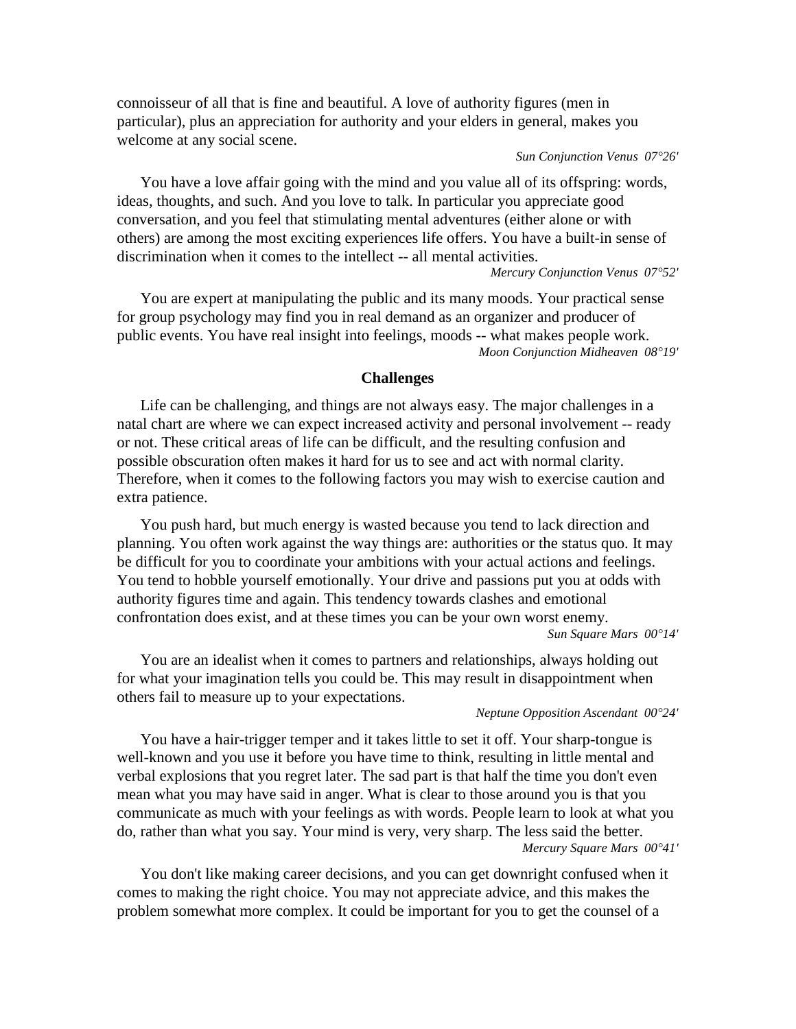connoisseur of all that is fine and beautiful. A love of authority figures (men in particular), plus an appreciation for authority and your elders in general, makes you welcome at any social scene.

*Sun Conjunction Venus 07°26'*

You have a love affair going with the mind and you value all of its offspring: words, ideas, thoughts, and such. And you love to talk. In particular you appreciate good conversation, and you feel that stimulating mental adventures (either alone or with others) are among the most exciting experiences life offers. You have a built-in sense of discrimination when it comes to the intellect -- all mental activities.

*Mercury Conjunction Venus 07°52'*

You are expert at manipulating the public and its many moods. Your practical sense for group psychology may find you in real demand as an organizer and producer of public events. You have real insight into feelings, moods -- what makes people work.

*Moon Conjunction Midheaven 08°19'*

## Challenges

Life can be challenging, and things are not always easy. The major challenges in a natal chart are where we can expect increased activity and personal involvement -- ready or not. These critical areas of life can be difficult, and the resulting confusion and possible obscuration often makes it hard for us to see and act with normal clarity. Therefore, when it comes to the following factors you may wish to exercise caution and extra patience.

You push hard, but much energy is wasted because you tend to lack direction and planning. You often work against the way things are: authorities or the status quo. It may be difficult for you to coordinate your ambitions with your actual actions and feelings. You tend to hobble yourself emotionally. Your drive and passions put you at odds with authority figures time and again. This tendency towards clashes and emotional confrontation does exist, and at these times you can be your own worst enemy.

*Sun Square Mars 00°14'*

You are an idealist when it comes to partners and relationships, always holding out for what your imagination tells you could be. This may result in disappointment when others fail to measure up to your expectations.

*Neptune Opposition Ascendant 00°24'*

You have a hair-trigger temper and it takes little to set it off. Your sharp-tongue is well-known and you use it before you have time to think, resulting in little mental and verbal explosions that you regret later. The sad part is that half the time you don't even mean what you may have said in anger. What is clear to those around you is that you communicate as much with your feelings as with words. People learn to look at what you do, rather than what you say. Your mind is very, very sharp. The less said the better.

*Mercury Square Mars 00°41'*

You don't like making career decisions, and you can get downright confused when it comes to making the right choice. You may not appreciate advice, and this makes the problem somewhat more complex. It could be important for you to get the counsel of a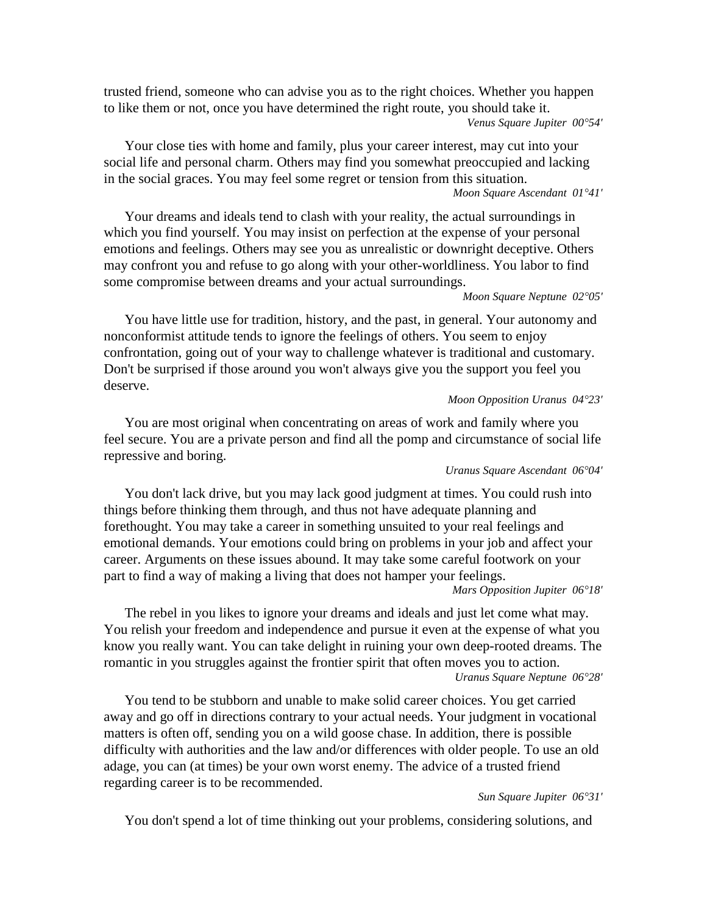trusted friend, someone who can advise you as to the right choices. Whether you happen to like them or not, once you have determined the right route, you should take it.

*Venus Square Jupiter 00°54'*

Your close ties with home and family, plus your career interest, may cut into your social life and personal charm. Others may find you somewhat preoccupied and lacking in the social graces. You may feel some regret or tension from this situation.

*Moon Square Ascendant 01°41'*

Your dreams and ideals tend to clash with your reality, the actual surroundings in which you find yourself. You may insist on perfection at the expense of your personal emotions and feelings. Others may see you as unrealistic or downright deceptive. Others may confront you and refuse to go along with your other-worldliness. You labor to find some compromise between dreams and your actual surroundings.

*Moon Square Neptune 02°05'*

You have little use for tradition, history, and the past, in general. Your autonomy and nonconformist attitude tends to ignore the feelings of others. You seem to enjoy confrontation, going out of your way to challenge whatever is traditional and customary. Don't be surprised if those around you won't always give you the support you feel you deserve.

*Moon Opposition Uranus 04°23'*

You are most original when concentrating on areas of work and family where you feel secure. You are a private person and find all the pomp and circumstance of social life repressive and boring.

*Uranus Square Ascendant 06°04'*

You don't lack drive, but you may lack good judgment at times. You could rush into things before thinking them through, and thus not have adequate planning and forethought. You may take a career in something unsuited to your real feelings and emotional demands. Your emotions could bring on problems in your job and affect your career. Arguments on these issues abound. It may take some careful footwork on your part to find a way of making a living that does not hamper your feelings.

*Mars Opposition Jupiter 06°18'*

The rebel in you likes to ignore your dreams and ideals and just let come what may. You relish your freedom and independence and pursue it even at the expense of what you know you really want. You can take delight in ruining your own deep-rooted dreams. The romantic in you struggles against the frontier spirit that often moves you to action.

*Uranus Square Neptune 06°28'*

You tend to be stubborn and unable to make solid career choices. You get carried away and go off in directions contrary to your actual needs. Your judgment in vocational matters is often off, sending you on a wild goose chase. In addition, there is possible difficulty with authorities and the law and/or differences with older people. To use an old adage, you can (at times) be your own worst enemy. The advice of a trusted friend regarding career is to be recommended.

*Sun Square Jupiter 06°31'*

You don't spend a lot of time thinking out your problems, considering solutions, and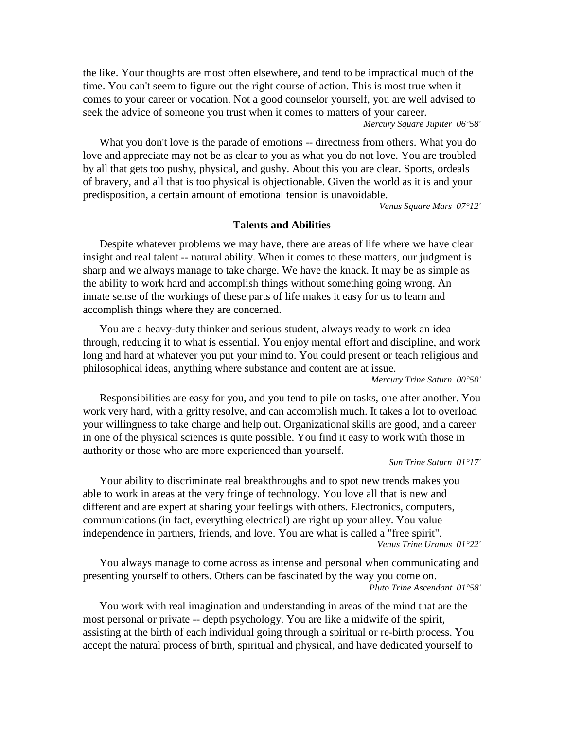the like. Your thoughts are most often elsewhere, and tend to be impractical much of the time. You can't seem to figure out the right course of action. This is most true when it comes to your career or vocation. Not a good counselor yourself, you are well advised to seek the advice of someone you trust when it comes to matters of your career.

*Mercury Square Jupiter 06°58'*

What you don't love is the parade of emotions -- directness from others. What you do love and appreciate may not be as clear to you as what you do not love. You are troubled by all that gets too pushy, physical, and gushy. About this you are clear. Sports, ordeals of bravery, and all that is too physical is objectionable. Given the world as it is and your predisposition, a certain amount of emotional tension is unavoidable.

*Venus Square Mars 07°12'*

## Talents and Abilities

Despite whatever problems we may have, there are areas of life where we have clear insight and real talent -- natural ability. When it comes to these matters, our judgment is sharp and we always manage to take charge. We have the knack. It may be as simple as the ability to work hard and accomplish things without something going wrong. An innate sense of the workings of these parts of life makes it easy for us to learn and accomplish things where they are concerned.

You are a heavy-duty thinker and serious student, always ready to work an idea through, reducing it to what is essential. You enjoy mental effort and discipline, and work long and hard at whatever you put your mind to. You could present or teach religious and philosophical ideas, anything where substance and content are at issue.

*Mercury Trine Saturn 00°50'*

Responsibilities are easy for you, and you tend to pile on tasks, one after another. You work very hard, with a gritty resolve, and can accomplish much. It takes a lot to overload your willingness to take charge and help out. Organizational skills are good, and a career in one of the physical sciences is quite possible. You find it easy to work with those in authority or those who are more experienced than yourself.

*Sun Trine Saturn 01°17'*

Your ability to discriminate real breakthroughs and to spot new trends makes you able to work in areas at the very fringe of technology. You love all that is new and different and are expert at sharing your feelings with others. Electronics, computers, communications (in fact, everything electrical) are right up your alley. You value independence in partners, friends, and love. You are what is called a "free spirit".

*Venus Trine Uranus 01°22'*

You always manage to come across as intense and personal when communicating and presenting yourself to others. Others can be fascinated by the way you come on.

*Pluto Trine Ascendant 01°58'*

You work with real imagination and understanding in areas of the mind that are the most personal or private -- depth psychology. You are like a midwife of the spirit, assisting at the birth of each individual going through a spiritual or re-birth process. You accept the natural process of birth, spiritual and physical, and have dedicated yourself to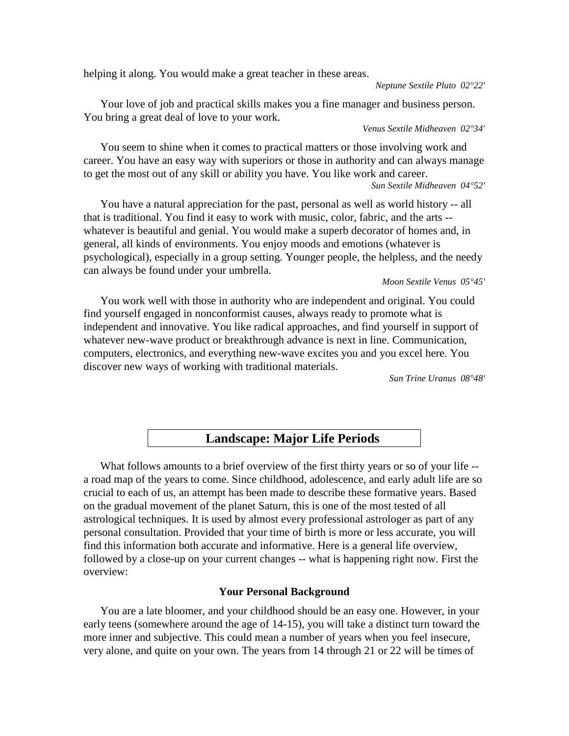helping it along. You would make a great teacher in these areas.

*Neptune Sextile Pluto 02°22'*

Your love of job and practical skills makes you a fine manager and business person. You bring a great deal of love to your work.

*Venus Sextile Midheaven 02°34'*

You seem to shine when it comes to practical matters or those involving work and career. You have an easy way with superiors or those in authority and can always manage to get the most out of any skill or ability you have. You like work and career.

*Sun Sextile Midheaven 04°52'*

You have a natural appreciation for the past, personal as well as world history -- all that is traditional. You find it easy to work with music, color, fabric, and the arts -- whatever is beautiful and genial. You would make a superb decorator of homes and, in general, all kinds of environments. You enjoy moods and emotions (whatever is psychological), especially in a group setting. Younger people, the helpless, and the needy can always be found under your umbrella.

*Moon Sextile Venus 05°45'*

You work well with those in authority who are independent and original. You could find yourself engaged in nonconformist causes, always ready to promote what is independent and innovative. You like radical approaches, and find yourself in support of whatever new-wave product or breakthrough advance is next in line. Communication, computers, electronics, and everything new-wave excites you and you excel here. You discover new ways of working with traditional materials.

*Sun Trine Uranus 08°48'*

## Landscape: Major Life Periods

What follows amounts to a brief overview of the first thirty years or so of your life -- a road map of the years to come. Since childhood, adolescence, and early adult life are so crucial to each of us, an attempt has been made to describe these formative years. Based on the gradual movement of the planet Saturn, this is one of the most tested of all astrological techniques. It is used by almost every professional astrologer as part of any personal consultation. Provided that your time of birth is more or less accurate, you will find this information both accurate and informative. Here is a general life overview, followed by a close-up on your current changes -- what is happening right now. First the overview:

### Your Personal Background

You are a late bloomer, and your childhood should be an easy one. However, in your early teens (somewhere around the age of 14-15), you will take a distinct turn toward the more inner and subjective. This could mean a number of years when you feel insecure, very alone, and quite on your own. The years from 14 through 21 or 22 will be times of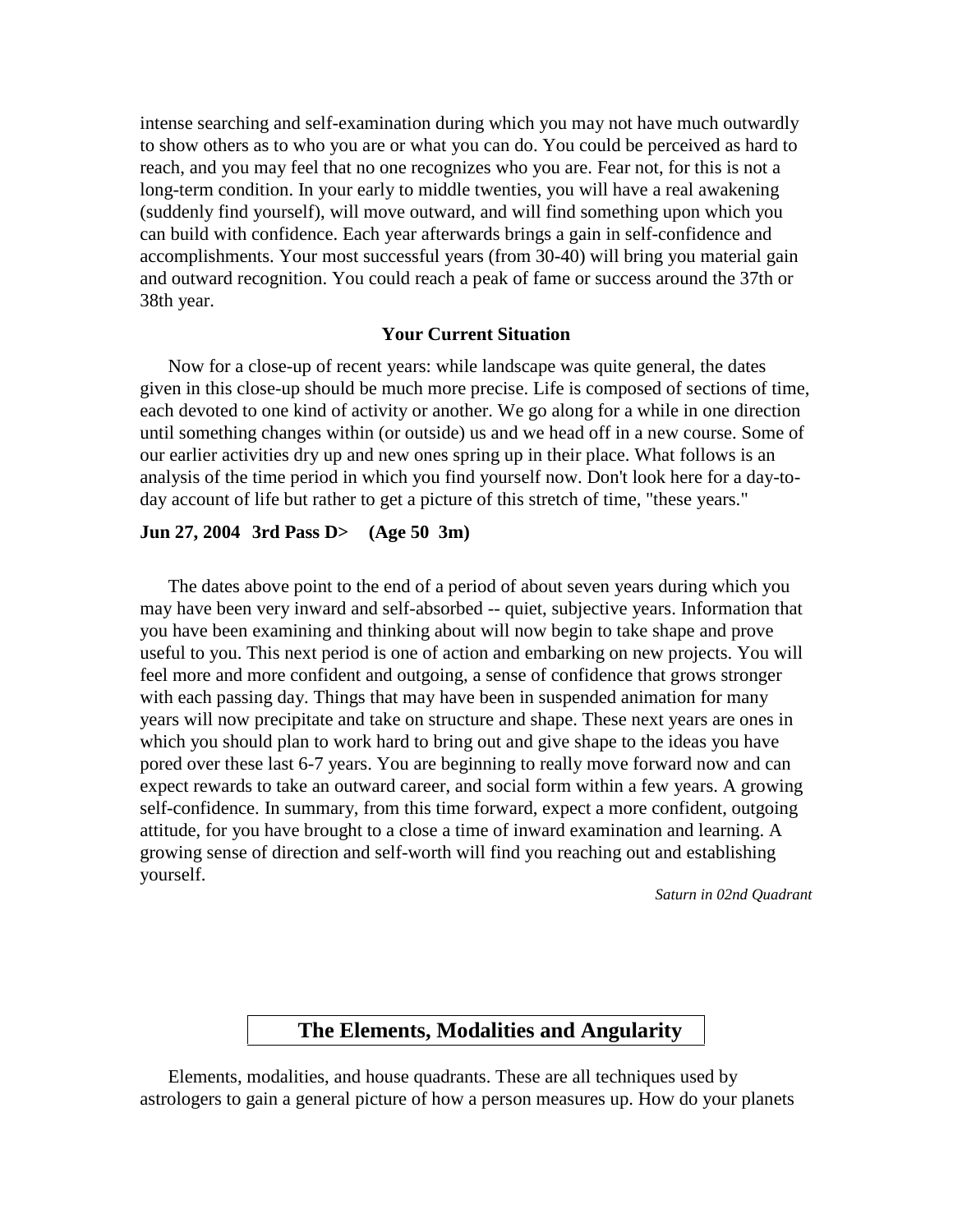intense searching and self-examination during which you may not have much outwardly to show others as to who you are or what you can do. You could be perceived as hard to reach, and you may feel that no one recognizes who you are. Fear not, for this is not a long-term condition. In your early to middle twenties, you will have a real awakening (suddenly find yourself), will move outward, and will find something upon which you can build with confidence. Each year afterwards brings a gain in self-confidence and accomplishments. Your most successful years (from 30-40) will bring you material gain and outward recognition. You could reach a peak of fame or success around the 37th or 38th year.

### Your Current Situation

Now for a close-up of recent years: while landscape was quite general, the dates given in this close-up should be much more precise. Life is composed of sections of time, each devoted to one kind of activity or another. We go along for a while in one direction until something changes within (or outside) us and we head off in a new course. Some of our earlier activities dry up and new ones spring up in their place. What follows is an analysis of the time period in which you find yourself now. Don't look here for a day-to-day account of life but rather to get a picture of this stretch of time, "these years."

**Jun 27, 2004 3rd Pass D> (Age 50 3m)**

The dates above point to the end of a period of about seven years during which you may have been very inward and self-absorbed -- quiet, subjective years. Information that you have been examining and thinking about will now begin to take shape and prove useful to you. This next period is one of action and embarking on new projects. You will feel more and more confident and outgoing, a sense of confidence that grows stronger with each passing day. Things that may have been in suspended animation for many years will now precipitate and take on structure and shape. These next years are ones in which you should plan to work hard to bring out and give shape to the ideas you have pored over these last 6-7 years. You are beginning to really move forward now and can expect rewards to take an outward career, and social form within a few years. A growing self-confidence. In summary, from this time forward, expect a more confident, outgoing attitude, for you have brought to a close a time of inward examination and learning. A growing sense of direction and self-worth will find you reaching out and establishing yourself.

*Saturn in 02nd Quadrant*

## The Elements, Modalities and Angularity

Elements, modalities, and house quadrants. These are all techniques used by astrologers to gain a general picture of how a person measures up. How do your planets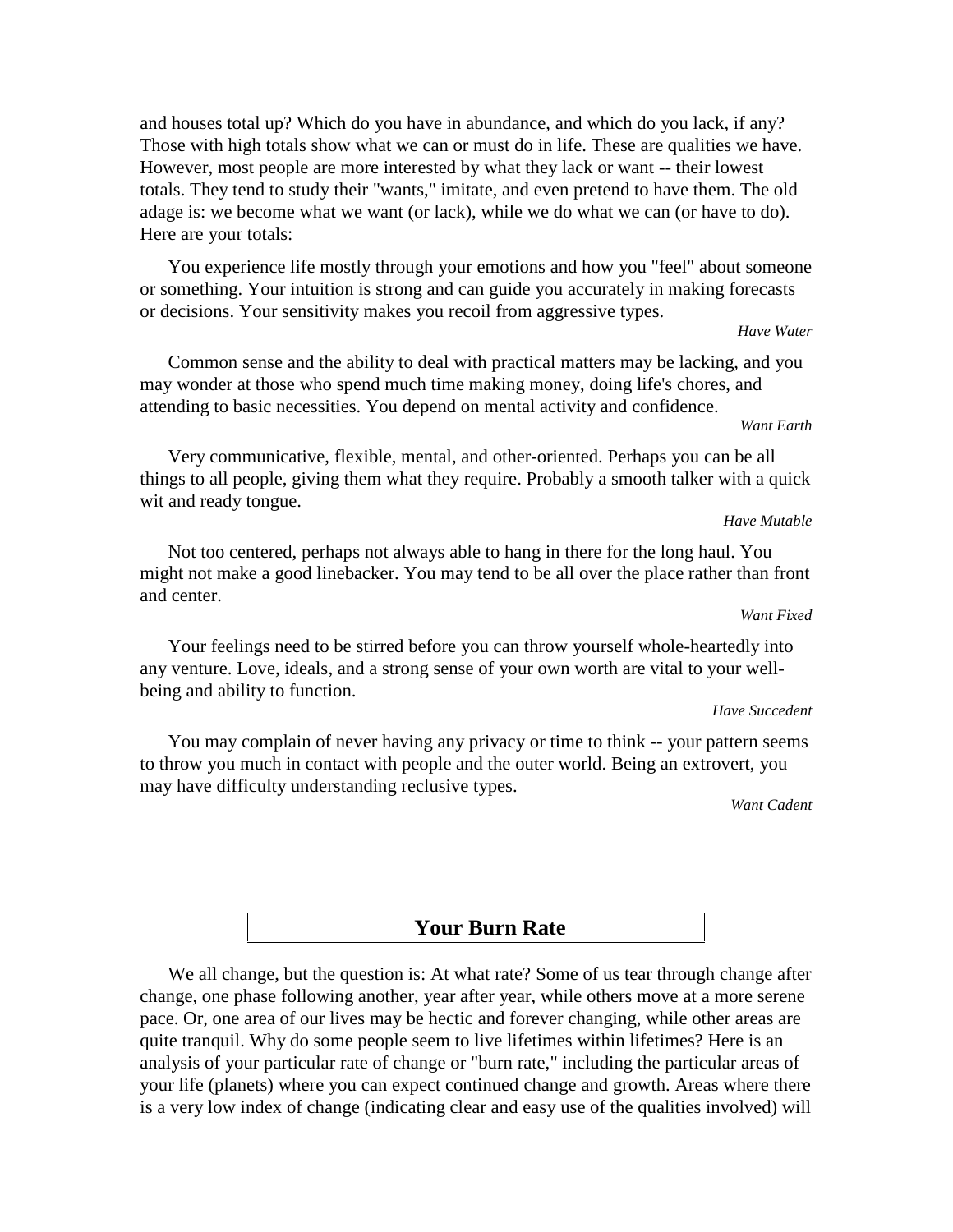and houses total up? Which do you have in abundance, and which do you lack, if any? Those with high totals show what we can or must do in life. These are qualities we have. However, most people are more interested by what they lack or want -- their lowest totals. They tend to study their "wants," imitate, and even pretend to have them. The old adage is: we become what we want (or lack), while we do what we can (or have to do). Here are your totals:

You experience life mostly through your emotions and how you "feel" about someone or something. Your intuition is strong and can guide you accurately in making forecasts or decisions. Your sensitivity makes you recoil from aggressive types.

*Have Water*

Common sense and the ability to deal with practical matters may be lacking, and you may wonder at those who spend much time making money, doing life's chores, and attending to basic necessities. You depend on mental activity and confidence.

*Want Earth*

Very communicative, flexible, mental, and other-oriented. Perhaps you can be all things to all people, giving them what they require. Probably a smooth talker with a quick wit and ready tongue.

*Have Mutable*

Not too centered, perhaps not always able to hang in there for the long haul. You might not make a good linebacker. You may tend to be all over the place rather than front and center.

*Want Fixed*

Your feelings need to be stirred before you can throw yourself whole-heartedly into any venture. Love, ideals, and a strong sense of your own worth are vital to your well-being and ability to function.

*Have Succedent*

You may complain of never having any privacy or time to think -- your pattern seems to throw you much in contact with people and the outer world. Being an extrovert, you may have difficulty understanding reclusive types.

*Want Cadent*

## Your Burn Rate

We all change, but the question is: At what rate? Some of us tear through change after change, one phase following another, year after year, while others move at a more serene pace. Or, one area of our lives may be hectic and forever changing, while other areas are quite tranquil. Why do some people seem to live lifetimes within lifetimes? Here is an analysis of your particular rate of change or "burn rate," including the particular areas of your life (planets) where you can expect continued change and growth. Areas where there is a very low index of change (indicating clear and easy use of the qualities involved) will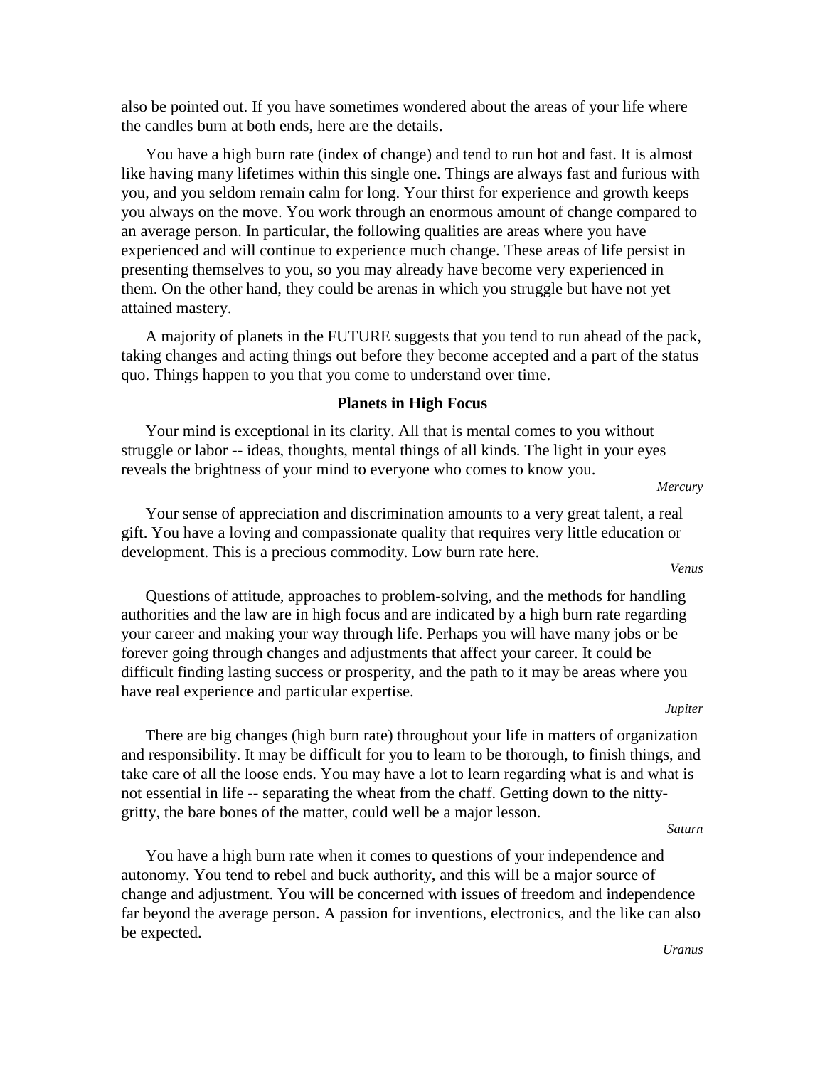also be pointed out. If you have sometimes wondered about the areas of your life where the candles burn at both ends, here are the details.

You have a high burn rate (index of change) and tend to run hot and fast. It is almost like having many lifetimes within this single one. Things are always fast and furious with you, and you seldom remain calm for long. Your thirst for experience and growth keeps you always on the move. You work through an enormous amount of change compared to an average person. In particular, the following qualities are areas where you have experienced and will continue to experience much change. These areas of life persist in presenting themselves to you, so you may already have become very experienced in them. On the other hand, they could be arenas in which you struggle but have not yet attained mastery.

A majority of planets in the FUTURE suggests that you tend to run ahead of the pack, taking changes and acting things out before they become accepted and a part of the status quo. Things happen to you that you come to understand over time.

**Planets in High Focus**

Your mind is exceptional in its clarity. All that is mental comes to you without struggle or labor -- ideas, thoughts, mental things of all kinds. The light in your eyes reveals the brightness of your mind to everyone who comes to know you.

*Mercury*

Your sense of appreciation and discrimination amounts to a very great talent, a real gift. You have a loving and compassionate quality that requires very little education or development. This is a precious commodity. Low burn rate here.

*Venus*

Questions of attitude, approaches to problem-solving, and the methods for handling authorities and the law are in high focus and are indicated by a high burn rate regarding your career and making your way through life. Perhaps you will have many jobs or be forever going through changes and adjustments that affect your career. It could be difficult finding lasting success or prosperity, and the path to it may be areas where you have real experience and particular expertise.

*Jupiter*

There are big changes (high burn rate) throughout your life in matters of organization and responsibility. It may be difficult for you to learn to be thorough, to finish things, and take care of all the loose ends. You may have a lot to learn regarding what is and what is not essential in life -- separating the wheat from the chaff. Getting down to the nitty-gritty, the bare bones of the matter, could well be a major lesson.

*Saturn*

You have a high burn rate when it comes to questions of your independence and autonomy. You tend to rebel and buck authority, and this will be a major source of change and adjustment. You will be concerned with issues of freedom and independence far beyond the average person. A passion for inventions, electronics, and the like can also be expected.

*Uranus*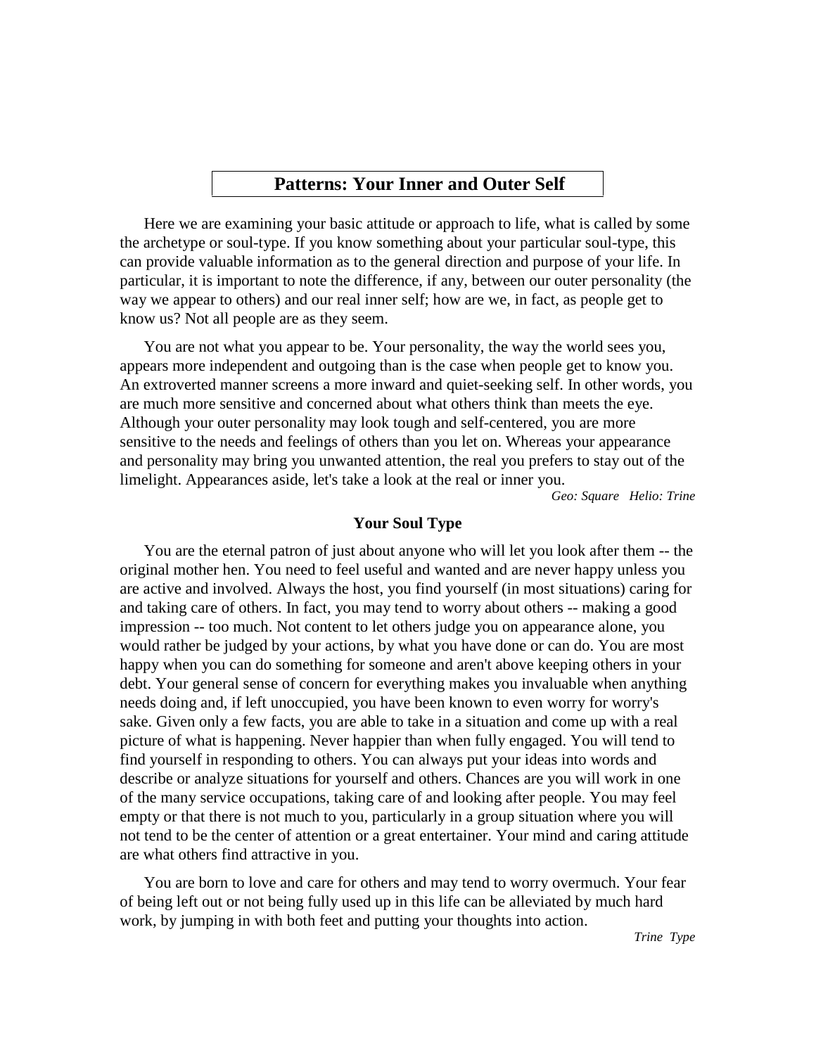## Patterns: Your Inner and Outer Self

Here we are examining your basic attitude or approach to life, what is called by some the archetype or soul-type. If you know something about your particular soul-type, this can provide valuable information as to the general direction and purpose of your life. In particular, it is important to note the difference, if any, between our outer personality (the way we appear to others) and our real inner self; how are we, in fact, as people get to know us? Not all people are as they seem.

You are not what you appear to be. Your personality, the way the world sees you, appears more independent and outgoing than is the case when people get to know you. An extroverted manner screens a more inward and quiet-seeking self. In other words, you are much more sensitive and concerned about what others think than meets the eye. Although your outer personality may look tough and self-centered, you are more sensitive to the needs and feelings of others than you let on. Whereas your appearance and personality may bring you unwanted attention, the real you prefers to stay out of the limelight. Appearances aside, let's take a look at the real or inner you.

*Geo: Square   Helio: Trine*

### Your Soul Type

You are the eternal patron of just about anyone who will let you look after them -- the original mother hen. You need to feel useful and wanted and are never happy unless you are active and involved. Always the host, you find yourself (in most situations) caring for and taking care of others. In fact, you may tend to worry about others -- making a good impression -- too much. Not content to let others judge you on appearance alone, you would rather be judged by your actions, by what you have done or can do. You are most happy when you can do something for someone and aren't above keeping others in your debt. Your general sense of concern for everything makes you invaluable when anything needs doing and, if left unoccupied, you have been known to even worry for worry's sake. Given only a few facts, you are able to take in a situation and come up with a real picture of what is happening. Never happier than when fully engaged. You will tend to find yourself in responding to others. You can always put your ideas into words and describe or analyze situations for yourself and others. Chances are you will work in one of the many service occupations, taking care of and looking after people. You may feel empty or that there is not much to you, particularly in a group situation where you will not tend to be the center of attention or a great entertainer. Your mind and caring attitude are what others find attractive in you.

You are born to love and care for others and may tend to worry overmuch. Your fear of being left out or not being fully used up in this life can be alleviated by much hard work, by jumping in with both feet and putting your thoughts into action.

*Trine Type*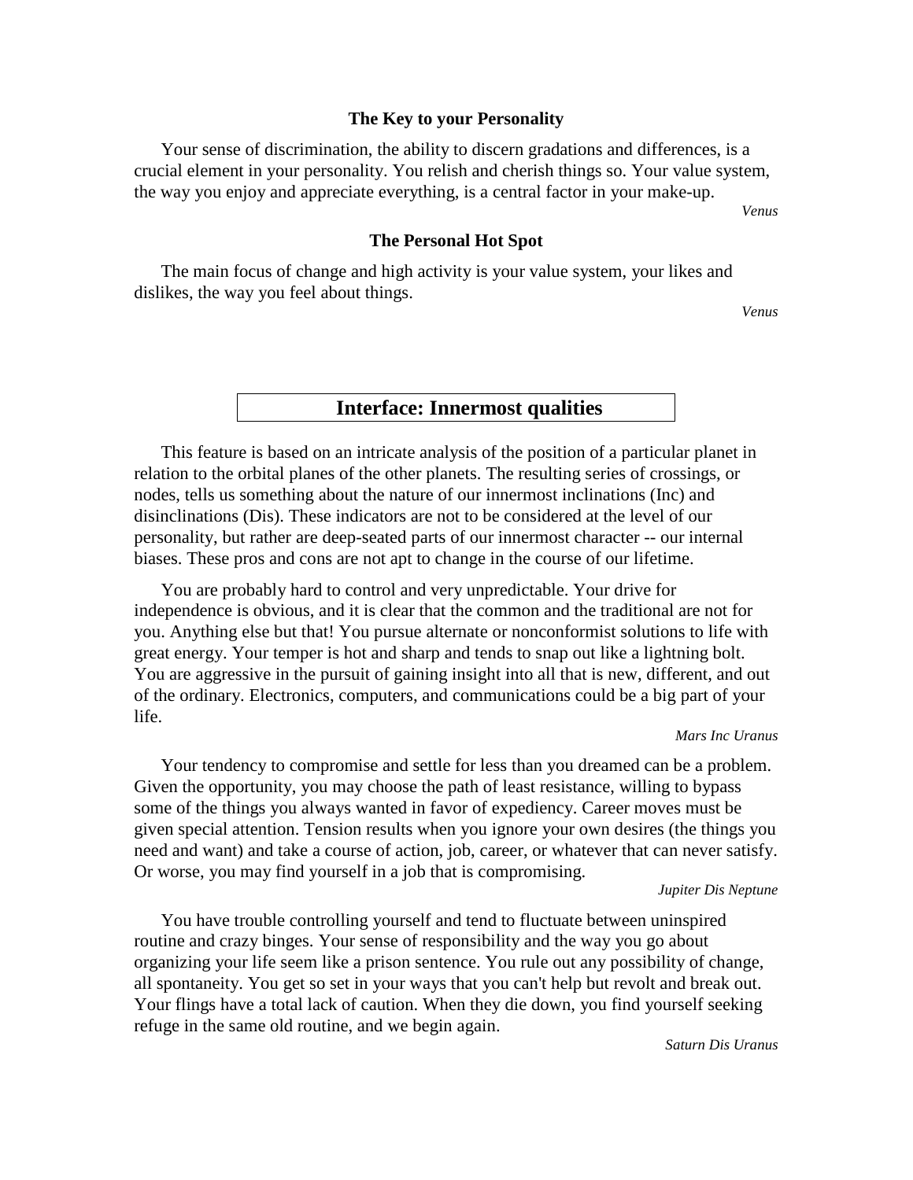### The Key to your Personality

Your sense of discrimination, the ability to discern gradations and differences, is a crucial element in your personality. You relish and cherish things so. Your value system, the way you enjoy and appreciate everything, is a central factor in your make-up.

*Venus*

### The Personal Hot Spot

The main focus of change and high activity is your value system, your likes and dislikes, the way you feel about things.

*Venus*

## Interface: Innermost qualities

This feature is based on an intricate analysis of the position of a particular planet in relation to the orbital planes of the other planets. The resulting series of crossings, or nodes, tells us something about the nature of our innermost inclinations (Inc) and disinclinations (Dis). These indicators are not to be considered at the level of our personality, but rather are deep-seated parts of our innermost character -- our internal biases. These pros and cons are not apt to change in the course of our lifetime.

You are probably hard to control and very unpredictable. Your drive for independence is obvious, and it is clear that the common and the traditional are not for you. Anything else but that! You pursue alternate or nonconformist solutions to life with great energy. Your temper is hot and sharp and tends to snap out like a lightning bolt. You are aggressive in the pursuit of gaining insight into all that is new, different, and out of the ordinary. Electronics, computers, and communications could be a big part of your life.

*Mars Inc Uranus*

Your tendency to compromise and settle for less than you dreamed can be a problem. Given the opportunity, you may choose the path of least resistance, willing to bypass some of the things you always wanted in favor of expediency. Career moves must be given special attention. Tension results when you ignore your own desires (the things you need and want) and take a course of action, job, career, or whatever that can never satisfy. Or worse, you may find yourself in a job that is compromising.

*Jupiter Dis Neptune*

You have trouble controlling yourself and tend to fluctuate between uninspired routine and crazy binges. Your sense of responsibility and the way you go about organizing your life seem like a prison sentence. You rule out any possibility of change, all spontaneity. You get so set in your ways that you can't help but revolt and break out. Your flings have a total lack of caution. When they die down, you find yourself seeking refuge in the same old routine, and we begin again.

*Saturn Dis Uranus*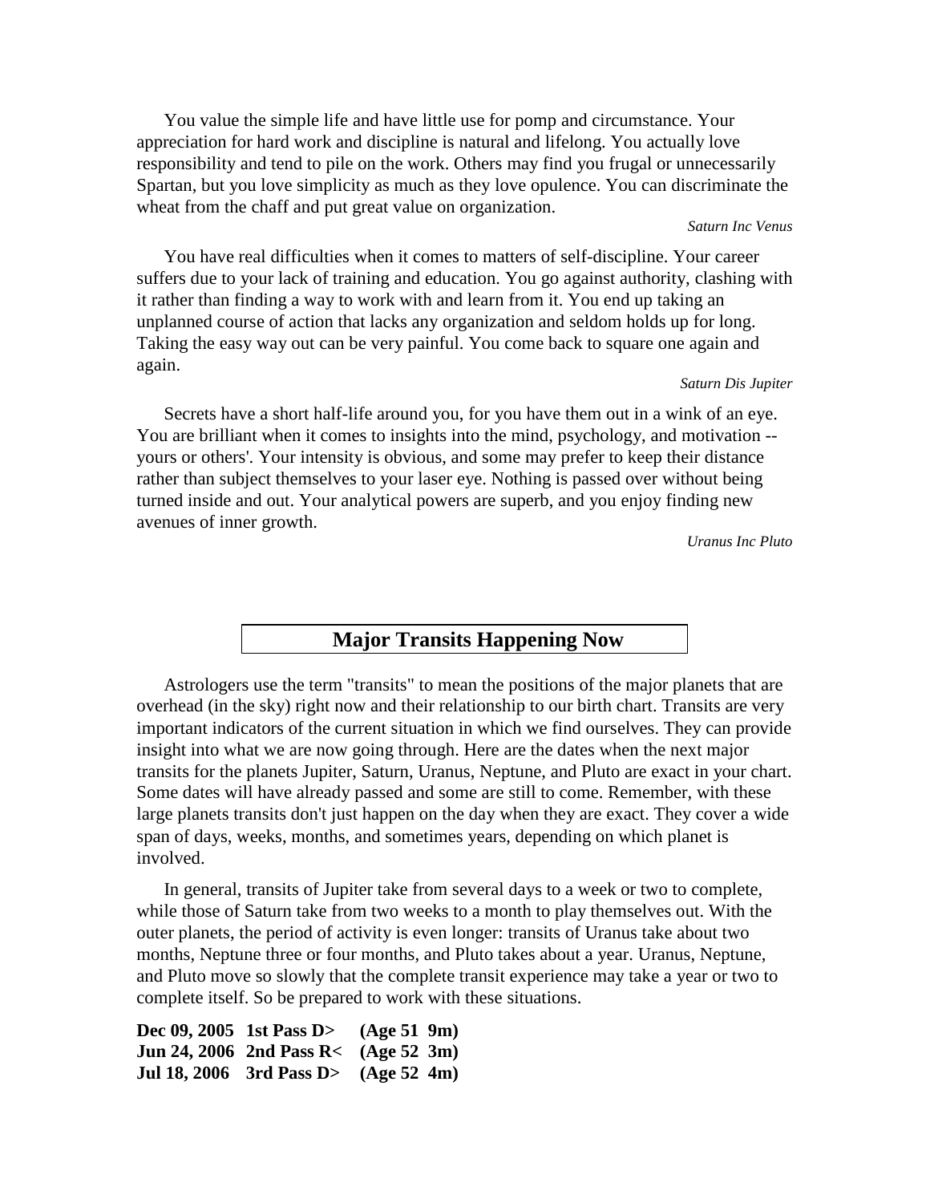You value the simple life and have little use for pomp and circumstance. Your appreciation for hard work and discipline is natural and lifelong. You actually love responsibility and tend to pile on the work. Others may find you frugal or unnecessarily Spartan, but you love simplicity as much as they love opulence. You can discriminate the wheat from the chaff and put great value on organization.

*Saturn Inc Venus*

You have real difficulties when it comes to matters of self-discipline. Your career suffers due to your lack of training and education. You go against authority, clashing with it rather than finding a way to work with and learn from it. You end up taking an unplanned course of action that lacks any organization and seldom holds up for long. Taking the easy way out can be very painful. You come back to square one again and again.

*Saturn Dis Jupiter*

Secrets have a short half-life around you, for you have them out in a wink of an eye. You are brilliant when it comes to insights into the mind, psychology, and motivation -- yours or others'. Your intensity is obvious, and some may prefer to keep their distance rather than subject themselves to your laser eye. Nothing is passed over without being turned inside and out. Your analytical powers are superb, and you enjoy finding new avenues of inner growth.

*Uranus Inc Pluto*

## Major Transits Happening Now

Astrologers use the term "transits" to mean the positions of the major planets that are overhead (in the sky) right now and their relationship to our birth chart. Transits are very important indicators of the current situation in which we find ourselves. They can provide insight into what we are now going through. Here are the dates when the next major transits for the planets Jupiter, Saturn, Uranus, Neptune, and Pluto are exact in your chart. Some dates will have already passed and some are still to come. Remember, with these large planets transits don't just happen on the day when they are exact. They cover a wide span of days, weeks, months, and sometimes years, depending on which planet is involved.

In general, transits of Jupiter take from several days to a week or two to complete, while those of Saturn take from two weeks to a month to play themselves out. With the outer planets, the period of activity is even longer: transits of Uranus take about two months, Neptune three or four months, and Pluto takes about a year. Uranus, Neptune, and Pluto move so slowly that the complete transit experience may take a year or two to complete itself. So be prepared to work with these situations.

**Dec 09, 2005 1st Pass D> (Age 51 9m)**
**Jun 24, 2006 2nd Pass R< (Age 52 3m)**
**Jul 18, 2006 3rd Pass D> (Age 52 4m)**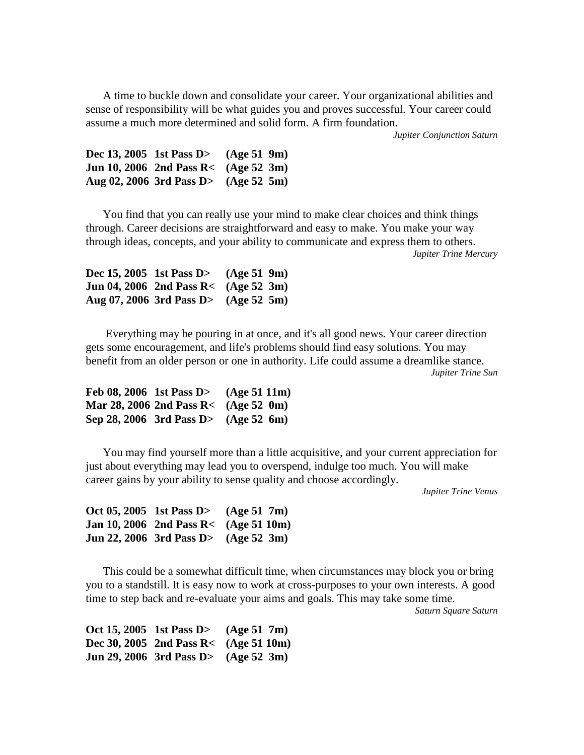A time to buckle down and consolidate your career. Your organizational abilities and sense of responsibility will be what guides you and proves successful. Your career could assume a much more determined and solid form. A firm foundation.

*Jupiter Conjunction Saturn*

**Dec 13, 2005 1st Pass D> (Age 51 9m)**
**Jun 10, 2006 2nd Pass R< (Age 52 3m)**
**Aug 02, 2006 3rd Pass D> (Age 52 5m)**

You find that you can really use your mind to make clear choices and think things through. Career decisions are straightforward and easy to make. You make your way through ideas, concepts, and your ability to communicate and express them to others.

*Jupiter Trine Mercury*

**Dec 15, 2005 1st Pass D> (Age 51 9m)**
**Jun 04, 2006 2nd Pass R< (Age 52 3m)**
**Aug 07, 2006 3rd Pass D> (Age 52 5m)**

Everything may be pouring in at once, and it's all good news. Your career direction gets some encouragement, and life's problems should find easy solutions. You may benefit from an older person or one in authority. Life could assume a dreamlike stance.

*Jupiter Trine Sun*

**Feb 08, 2006 1st Pass D> (Age 51 11m)**
**Mar 28, 2006 2nd Pass R< (Age 52 0m)**
**Sep 28, 2006 3rd Pass D> (Age 52 6m)**

You may find yourself more than a little acquisitive, and your current appreciation for just about everything may lead you to overspend, indulge too much. You will make career gains by your ability to sense quality and choose accordingly.

*Jupiter Trine Venus*

**Oct 05, 2005 1st Pass D> (Age 51 7m)**
**Jan 10, 2006 2nd Pass R< (Age 51 10m)**
**Jun 22, 2006 3rd Pass D> (Age 52 3m)**

This could be a somewhat difficult time, when circumstances may block you or bring you to a standstill. It is easy now to work at cross-purposes to your own interests. A good time to step back and re-evaluate your aims and goals. This may take some time.

*Saturn Square Saturn*

**Oct 15, 2005 1st Pass D> (Age 51 7m)**
**Dec 30, 2005 2nd Pass R< (Age 51 10m)**
**Jun 29, 2006 3rd Pass D> (Age 52 3m)**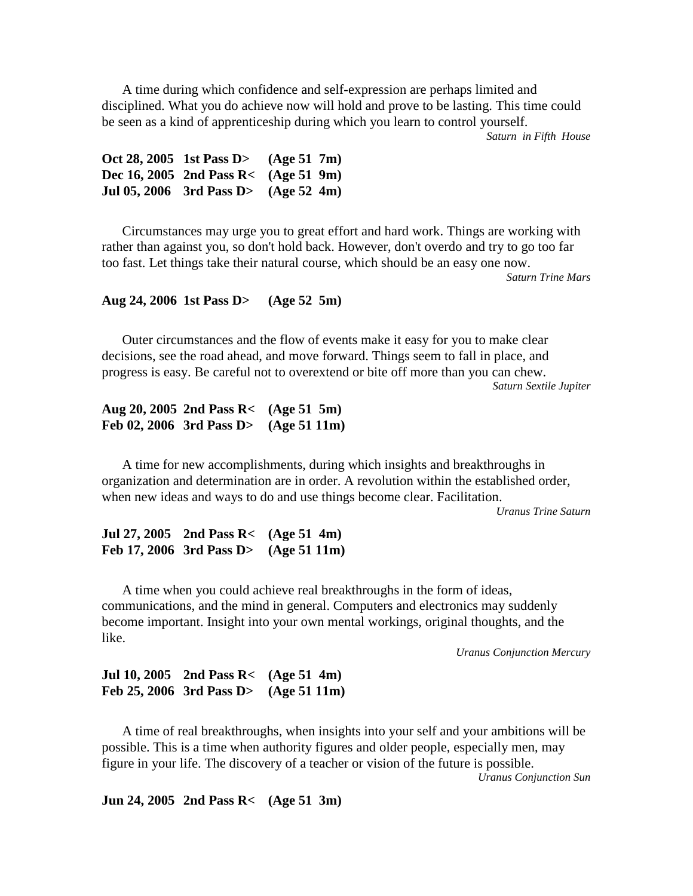A time during which confidence and self-expression are perhaps limited and disciplined. What you do achieve now will hold and prove to be lasting. This time could be seen as a kind of apprenticeship during which you learn to control yourself.

*Saturn in Fifth House*

**Oct 28, 2005 1st Pass D> (Age 51 7m)**
**Dec 16, 2005 2nd Pass R< (Age 51 9m)**
**Jul 05, 2006 3rd Pass D> (Age 52 4m)**

Circumstances may urge you to great effort and hard work. Things are working with rather than against you, so don't hold back. However, don't overdo and try to go too far too fast. Let things take their natural course, which should be an easy one now.

*Saturn Trine Mars*

**Aug 24, 2006 1st Pass D> (Age 52 5m)**

Outer circumstances and the flow of events make it easy for you to make clear decisions, see the road ahead, and move forward. Things seem to fall in place, and progress is easy. Be careful not to overextend or bite off more than you can chew.

*Saturn Sextile Jupiter*

**Aug 20, 2005 2nd Pass R< (Age 51 5m)**
**Feb 02, 2006 3rd Pass D> (Age 51 11m)**

A time for new accomplishments, during which insights and breakthroughs in organization and determination are in order. A revolution within the established order, when new ideas and ways to do and use things become clear. Facilitation.

*Uranus Trine Saturn*

**Jul 27, 2005 2nd Pass R< (Age 51 4m)**
**Feb 17, 2006 3rd Pass D> (Age 51 11m)**

A time when you could achieve real breakthroughs in the form of ideas, communications, and the mind in general. Computers and electronics may suddenly become important. Insight into your own mental workings, original thoughts, and the like.

*Uranus Conjunction Mercury*

**Jul 10, 2005 2nd Pass R< (Age 51 4m)**
**Feb 25, 2006 3rd Pass D> (Age 51 11m)**

A time of real breakthroughs, when insights into your self and your ambitions will be possible. This is a time when authority figures and older people, especially men, may figure in your life. The discovery of a teacher or vision of the future is possible.

*Uranus Conjunction Sun*

**Jun 24, 2005 2nd Pass R< (Age 51 3m)**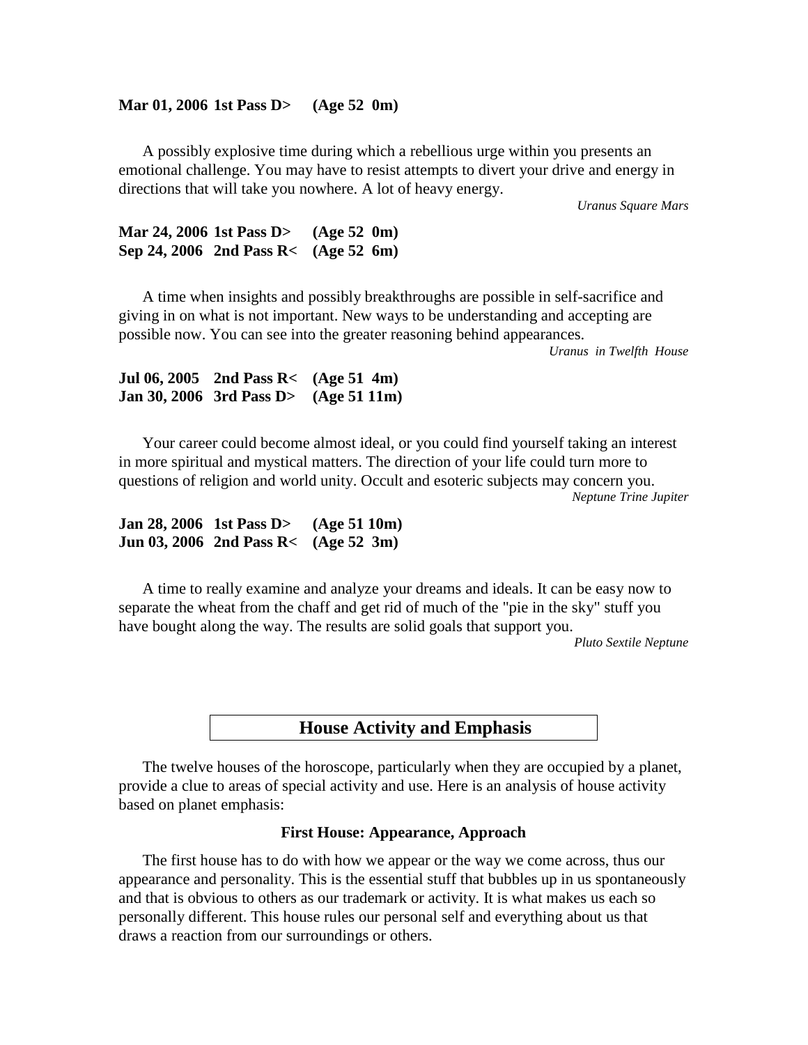**Mar 01, 2006 1st Pass D> (Age 52 0m)**

A possibly explosive time during which a rebellious urge within you presents an emotional challenge. You may have to resist attempts to divert your drive and energy in directions that will take you nowhere. A lot of heavy energy.

*Uranus Square Mars*

**Mar 24, 2006 1st Pass D> (Age 52 0m)**
**Sep 24, 2006 2nd Pass R< (Age 52 6m)**

A time when insights and possibly breakthroughs are possible in self-sacrifice and giving in on what is not important. New ways to be understanding and accepting are possible now. You can see into the greater reasoning behind appearances.

*Uranus in Twelfth House*

**Jul 06, 2005 2nd Pass R< (Age 51 4m)**
**Jan 30, 2006 3rd Pass D> (Age 51 11m)**

Your career could become almost ideal, or you could find yourself taking an interest in more spiritual and mystical matters. The direction of your life could turn more to questions of religion and world unity. Occult and esoteric subjects may concern you.

*Neptune Trine Jupiter*

**Jan 28, 2006 1st Pass D> (Age 51 10m)**
**Jun 03, 2006 2nd Pass R< (Age 52 3m)**

A time to really examine and analyze your dreams and ideals. It can be easy now to separate the wheat from the chaff and get rid of much of the "pie in the sky" stuff you have bought along the way. The results are solid goals that support you.

*Pluto Sextile Neptune*

## House Activity and Emphasis

The twelve houses of the horoscope, particularly when they are occupied by a planet, provide a clue to areas of special activity and use. Here is an analysis of house activity based on planet emphasis:

### First House: Appearance, Approach

The first house has to do with how we appear or the way we come across, thus our appearance and personality. This is the essential stuff that bubbles up in us spontaneously and that is obvious to others as our trademark or activity. It is what makes us each so personally different. This house rules our personal self and everything about us that draws a reaction from our surroundings or others.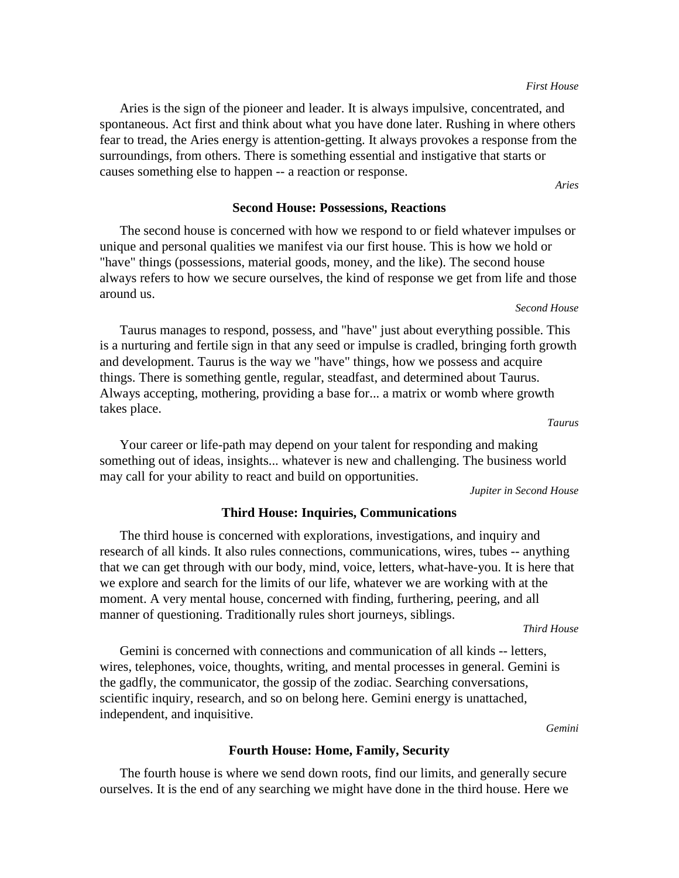*First House*

Aries is the sign of the pioneer and leader. It is always impulsive, concentrated, and spontaneous. Act first and think about what you have done later. Rushing in where others fear to tread, the Aries energy is attention-getting. It always provokes a response from the surroundings, from others. There is something essential and instigative that starts or causes something else to happen -- a reaction or response.

*Aries*

## Second House: Possessions, Reactions

The second house is concerned with how we respond to or field whatever impulses or unique and personal qualities we manifest via our first house. This is how we hold or "have" things (possessions, material goods, money, and the like). The second house always refers to how we secure ourselves, the kind of response we get from life and those around us.

*Second House*

Taurus manages to respond, possess, and "have" just about everything possible. This is a nurturing and fertile sign in that any seed or impulse is cradled, bringing forth growth and development. Taurus is the way we "have" things, how we possess and acquire things. There is something gentle, regular, steadfast, and determined about Taurus. Always accepting, mothering, providing a base for... a matrix or womb where growth takes place.

*Taurus*

Your career or life-path may depend on your talent for responding and making something out of ideas, insights... whatever is new and challenging. The business world may call for your ability to react and build on opportunities.

*Jupiter in Second House*

## Third House: Inquiries, Communications

The third house is concerned with explorations, investigations, and inquiry and research of all kinds. It also rules connections, communications, wires, tubes -- anything that we can get through with our body, mind, voice, letters, what-have-you. It is here that we explore and search for the limits of our life, whatever we are working with at the moment. A very mental house, concerned with finding, furthering, peering, and all manner of questioning. Traditionally rules short journeys, siblings.

*Third House*

Gemini is concerned with connections and communication of all kinds -- letters, wires, telephones, voice, thoughts, writing, and mental processes in general. Gemini is the gadfly, the communicator, the gossip of the zodiac. Searching conversations, scientific inquiry, research, and so on belong here. Gemini energy is unattached, independent, and inquisitive.

*Gemini*

## Fourth House: Home, Family, Security

The fourth house is where we send down roots, find our limits, and generally secure ourselves. It is the end of any searching we might have done in the third house. Here we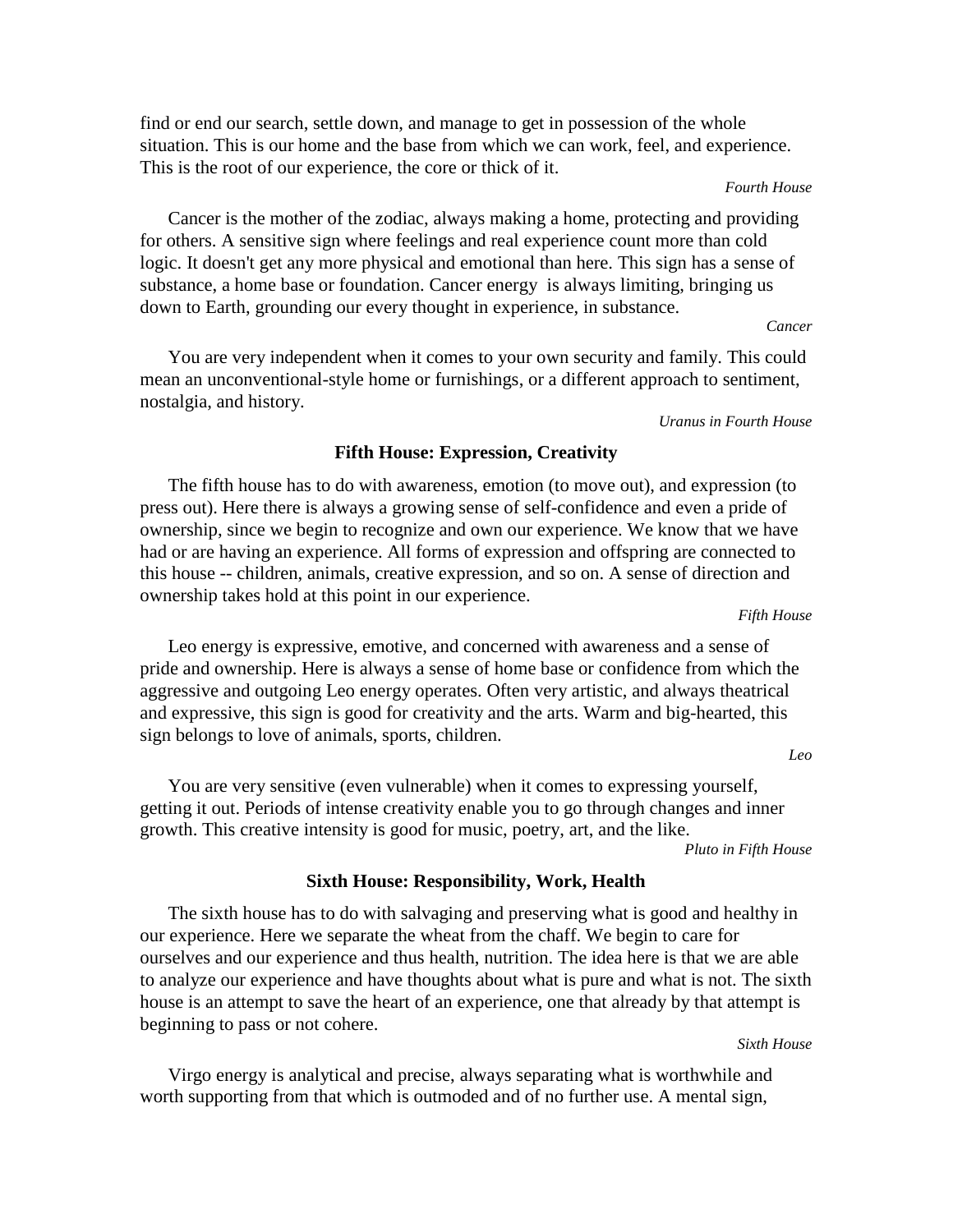find or end our search, settle down, and manage to get in possession of the whole situation. This is our home and the base from which we can work, feel, and experience. This is the root of our experience, the core or thick of it.

*Fourth House*

Cancer is the mother of the zodiac, always making a home, protecting and providing for others. A sensitive sign where feelings and real experience count more than cold logic. It doesn't get any more physical and emotional than here. This sign has a sense of substance, a home base or foundation. Cancer energy is always limiting, bringing us down to Earth, grounding our every thought in experience, in substance.

*Cancer*

You are very independent when it comes to your own security and family. This could mean an unconventional-style home or furnishings, or a different approach to sentiment, nostalgia, and history.

*Uranus in Fourth House*

**Fifth House: Expression, Creativity**

The fifth house has to do with awareness, emotion (to move out), and expression (to press out). Here there is always a growing sense of self-confidence and even a pride of ownership, since we begin to recognize and own our experience. We know that we have had or are having an experience. All forms of expression and offspring are connected to this house -- children, animals, creative expression, and so on. A sense of direction and ownership takes hold at this point in our experience.

*Fifth House*

Leo energy is expressive, emotive, and concerned with awareness and a sense of pride and ownership. Here is always a sense of home base or confidence from which the aggressive and outgoing Leo energy operates. Often very artistic, and always theatrical and expressive, this sign is good for creativity and the arts. Warm and big-hearted, this sign belongs to love of animals, sports, children.

*Leo*

You are very sensitive (even vulnerable) when it comes to expressing yourself, getting it out. Periods of intense creativity enable you to go through changes and inner growth. This creative intensity is good for music, poetry, art, and the like.

*Pluto in Fifth House*

**Sixth House: Responsibility, Work, Health**

The sixth house has to do with salvaging and preserving what is good and healthy in our experience. Here we separate the wheat from the chaff. We begin to care for ourselves and our experience and thus health, nutrition. The idea here is that we are able to analyze our experience and have thoughts about what is pure and what is not. The sixth house is an attempt to save the heart of an experience, one that already by that attempt is beginning to pass or not cohere.

*Sixth House*

Virgo energy is analytical and precise, always separating what is worthwhile and worth supporting from that which is outmoded and of no further use. A mental sign,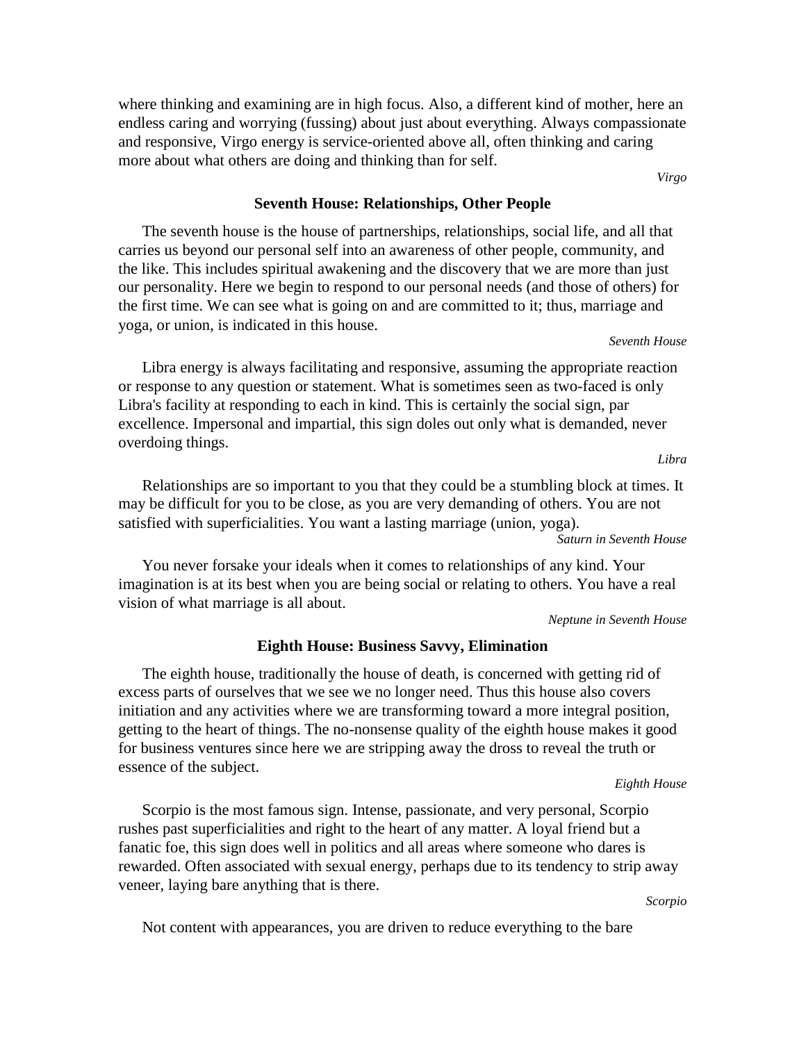where thinking and examining are in high focus. Also, a different kind of mother, here an endless caring and worrying (fussing) about just about everything. Always compassionate and responsive, Virgo energy is service-oriented above all, often thinking and caring more about what others are doing and thinking than for self.

*Virgo*

### Seventh House: Relationships, Other People

The seventh house is the house of partnerships, relationships, social life, and all that carries us beyond our personal self into an awareness of other people, community, and the like. This includes spiritual awakening and the discovery that we are more than just our personality. Here we begin to respond to our personal needs (and those of others) for the first time. We can see what is going on and are committed to it; thus, marriage and yoga, or union, is indicated in this house.

*Seventh House*

Libra energy is always facilitating and responsive, assuming the appropriate reaction or response to any question or statement. What is sometimes seen as two-faced is only Libra's facility at responding to each in kind. This is certainly the social sign, par excellence. Impersonal and impartial, this sign doles out only what is demanded, never overdoing things.

*Libra*

Relationships are so important to you that they could be a stumbling block at times. It may be difficult for you to be close, as you are very demanding of others. You are not satisfied with superficialities. You want a lasting marriage (union, yoga).

*Saturn in Seventh House*

You never forsake your ideals when it comes to relationships of any kind. Your imagination is at its best when you are being social or relating to others. You have a real vision of what marriage is all about.

*Neptune in Seventh House*

### Eighth House: Business Savvy, Elimination

The eighth house, traditionally the house of death, is concerned with getting rid of excess parts of ourselves that we see we no longer need. Thus this house also covers initiation and any activities where we are transforming toward a more integral position, getting to the heart of things. The no-nonsense quality of the eighth house makes it good for business ventures since here we are stripping away the dross to reveal the truth or essence of the subject.

*Eighth House*

Scorpio is the most famous sign. Intense, passionate, and very personal, Scorpio rushes past superficialities and right to the heart of any matter. A loyal friend but a fanatic foe, this sign does well in politics and all areas where someone who dares is rewarded. Often associated with sexual energy, perhaps due to its tendency to strip away veneer, laying bare anything that is there.

*Scorpio*

Not content with appearances, you are driven to reduce everything to the bare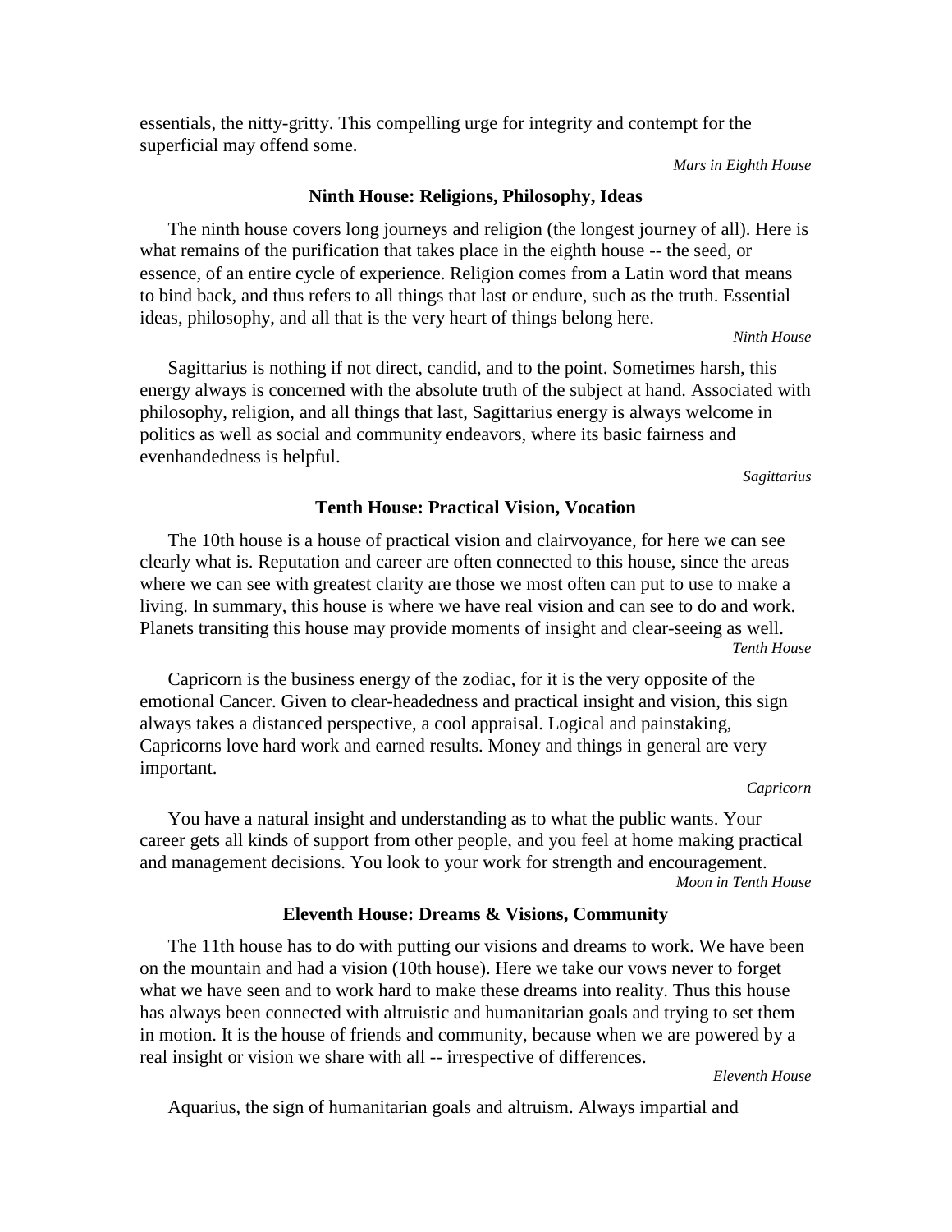essentials, the nitty-gritty. This compelling urge for integrity and contempt for the superficial may offend some.

*Mars in Eighth House*

### Ninth House: Religions, Philosophy, Ideas

The ninth house covers long journeys and religion (the longest journey of all). Here is what remains of the purification that takes place in the eighth house -- the seed, or essence, of an entire cycle of experience. Religion comes from a Latin word that means to bind back, and thus refers to all things that last or endure, such as the truth. Essential ideas, philosophy, and all that is the very heart of things belong here.

*Ninth House*

Sagittarius is nothing if not direct, candid, and to the point. Sometimes harsh, this energy always is concerned with the absolute truth of the subject at hand. Associated with philosophy, religion, and all things that last, Sagittarius energy is always welcome in politics as well as social and community endeavors, where its basic fairness and evenhandedness is helpful.

*Sagittarius*

### Tenth House: Practical Vision, Vocation

The 10th house is a house of practical vision and clairvoyance, for here we can see clearly what is. Reputation and career are often connected to this house, since the areas where we can see with greatest clarity are those we most often can put to use to make a living. In summary, this house is where we have real vision and can see to do and work. Planets transiting this house may provide moments of insight and clear-seeing as well.

*Tenth House*

Capricorn is the business energy of the zodiac, for it is the very opposite of the emotional Cancer. Given to clear-headedness and practical insight and vision, this sign always takes a distanced perspective, a cool appraisal. Logical and painstaking, Capricorns love hard work and earned results. Money and things in general are very important.

*Capricorn*

You have a natural insight and understanding as to what the public wants. Your career gets all kinds of support from other people, and you feel at home making practical and management decisions. You look to your work for strength and encouragement.

*Moon in Tenth House*

### Eleventh House: Dreams & Visions, Community

The 11th house has to do with putting our visions and dreams to work. We have been on the mountain and had a vision (10th house). Here we take our vows never to forget what we have seen and to work hard to make these dreams into reality. Thus this house has always been connected with altruistic and humanitarian goals and trying to set them in motion. It is the house of friends and community, because when we are powered by a real insight or vision we share with all -- irrespective of differences.

*Eleventh House*

Aquarius, the sign of humanitarian goals and altruism. Always impartial and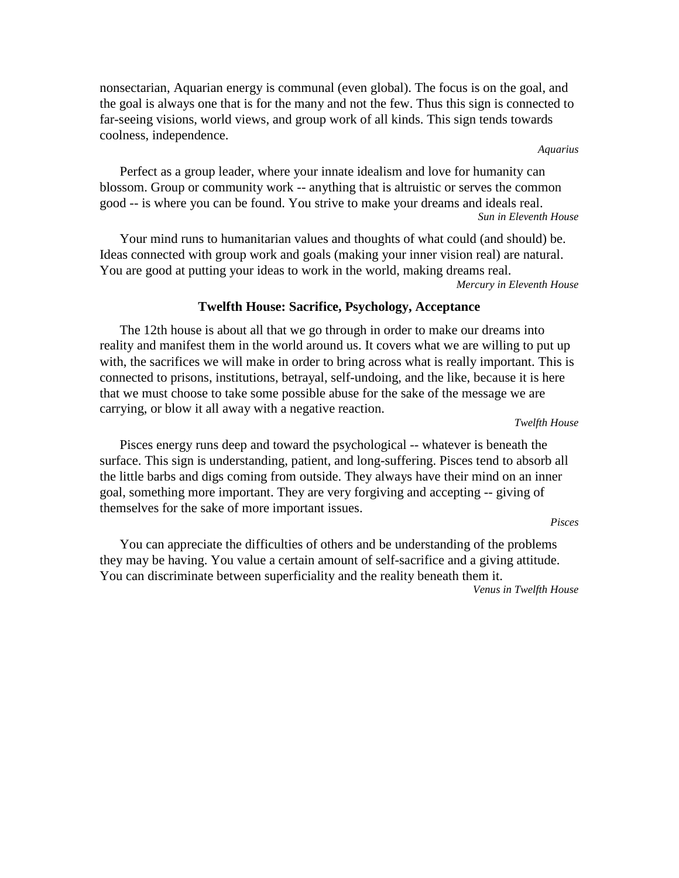nonsectarian, Aquarian energy is communal (even global). The focus is on the goal, and the goal is always one that is for the many and not the few. Thus this sign is connected to far-seeing visions, world views, and group work of all kinds. This sign tends towards coolness, independence.

*Aquarius*

Perfect as a group leader, where your innate idealism and love for humanity can blossom. Group or community work -- anything that is altruistic or serves the common good -- is where you can be found. You strive to make your dreams and ideals real.

*Sun in Eleventh House*

Your mind runs to humanitarian values and thoughts of what could (and should) be. Ideas connected with group work and goals (making your inner vision real) are natural. You are good at putting your ideas to work in the world, making dreams real.

*Mercury in Eleventh House*

## Twelfth House: Sacrifice, Psychology, Acceptance

The 12th house is about all that we go through in order to make our dreams into reality and manifest them in the world around us. It covers what we are willing to put up with, the sacrifices we will make in order to bring across what is really important. This is connected to prisons, institutions, betrayal, self-undoing, and the like, because it is here that we must choose to take some possible abuse for the sake of the message we are carrying, or blow it all away with a negative reaction.

*Twelfth House*

Pisces energy runs deep and toward the psychological -- whatever is beneath the surface. This sign is understanding, patient, and long-suffering. Pisces tend to absorb all the little barbs and digs coming from outside. They always have their mind on an inner goal, something more important. They are very forgiving and accepting -- giving of themselves for the sake of more important issues.

*Pisces*

You can appreciate the difficulties of others and be understanding of the problems they may be having. You value a certain amount of self-sacrifice and a giving attitude. You can discriminate between superficiality and the reality beneath them it.

*Venus in Twelfth House*